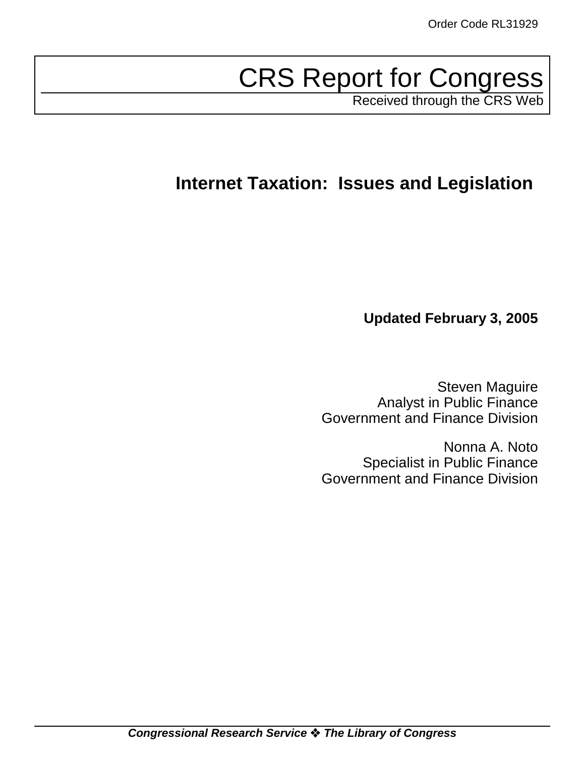Order Code RL31929

# CRS Report for Congress

Received through the CRS Web

## Internet Taxation: Issues and Legislation

**Updated February 3, 2005**

Steven Maguire
Analyst in Public Finance
Government and Finance Division

Nonna A. Noto
Specialist in Public Finance
Government and Finance Division

***Congressional Research Service ❖ The Library of Congress***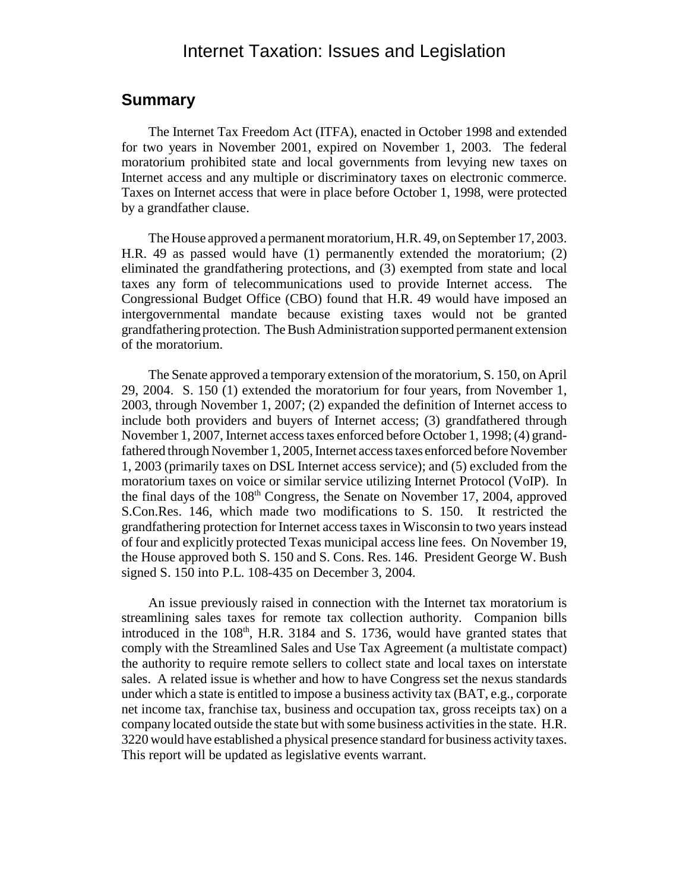# Internet Taxation: Issues and Legislation

## Summary

The Internet Tax Freedom Act (ITFA), enacted in October 1998 and extended for two years in November 2001, expired on November 1, 2003. The federal moratorium prohibited state and local governments from levying new taxes on Internet access and any multiple or discriminatory taxes on electronic commerce. Taxes on Internet access that were in place before October 1, 1998, were protected by a grandfather clause.

The House approved a permanent moratorium, H.R. 49, on September 17, 2003. H.R. 49 as passed would have (1) permanently extended the moratorium; (2) eliminated the grandfathering protections, and (3) exempted from state and local taxes any form of telecommunications used to provide Internet access. The Congressional Budget Office (CBO) found that H.R. 49 would have imposed an intergovernmental mandate because existing taxes would not be granted grandfathering protection. The Bush Administration supported permanent extension of the moratorium.

The Senate approved a temporary extension of the moratorium, S. 150, on April 29, 2004. S. 150 (1) extended the moratorium for four years, from November 1, 2003, through November 1, 2007; (2) expanded the definition of Internet access to include both providers and buyers of Internet access; (3) grandfathered through November 1, 2007, Internet access taxes enforced before October 1, 1998; (4) grandfathered through November 1, 2005, Internet access taxes enforced before November 1, 2003 (primarily taxes on DSL Internet access service); and (5) excluded from the moratorium taxes on voice or similar service utilizing Internet Protocol (VoIP). In the final days of the 108th Congress, the Senate on November 17, 2004, approved S.Con.Res. 146, which made two modifications to S. 150. It restricted the grandfathering protection for Internet access taxes in Wisconsin to two years instead of four and explicitly protected Texas municipal access line fees. On November 19, the House approved both S. 150 and S. Cons. Res. 146. President George W. Bush signed S. 150 into P.L. 108-435 on December 3, 2004.

An issue previously raised in connection with the Internet tax moratorium is streamlining sales taxes for remote tax collection authority. Companion bills introduced in the 108th, H.R. 3184 and S. 1736, would have granted states that comply with the Streamlined Sales and Use Tax Agreement (a multistate compact) the authority to require remote sellers to collect state and local taxes on interstate sales. A related issue is whether and how to have Congress set the nexus standards under which a state is entitled to impose a business activity tax (BAT, e.g., corporate net income tax, franchise tax, business and occupation tax, gross receipts tax) on a company located outside the state but with some business activities in the state. H.R. 3220 would have established a physical presence standard for business activity taxes. This report will be updated as legislative events warrant.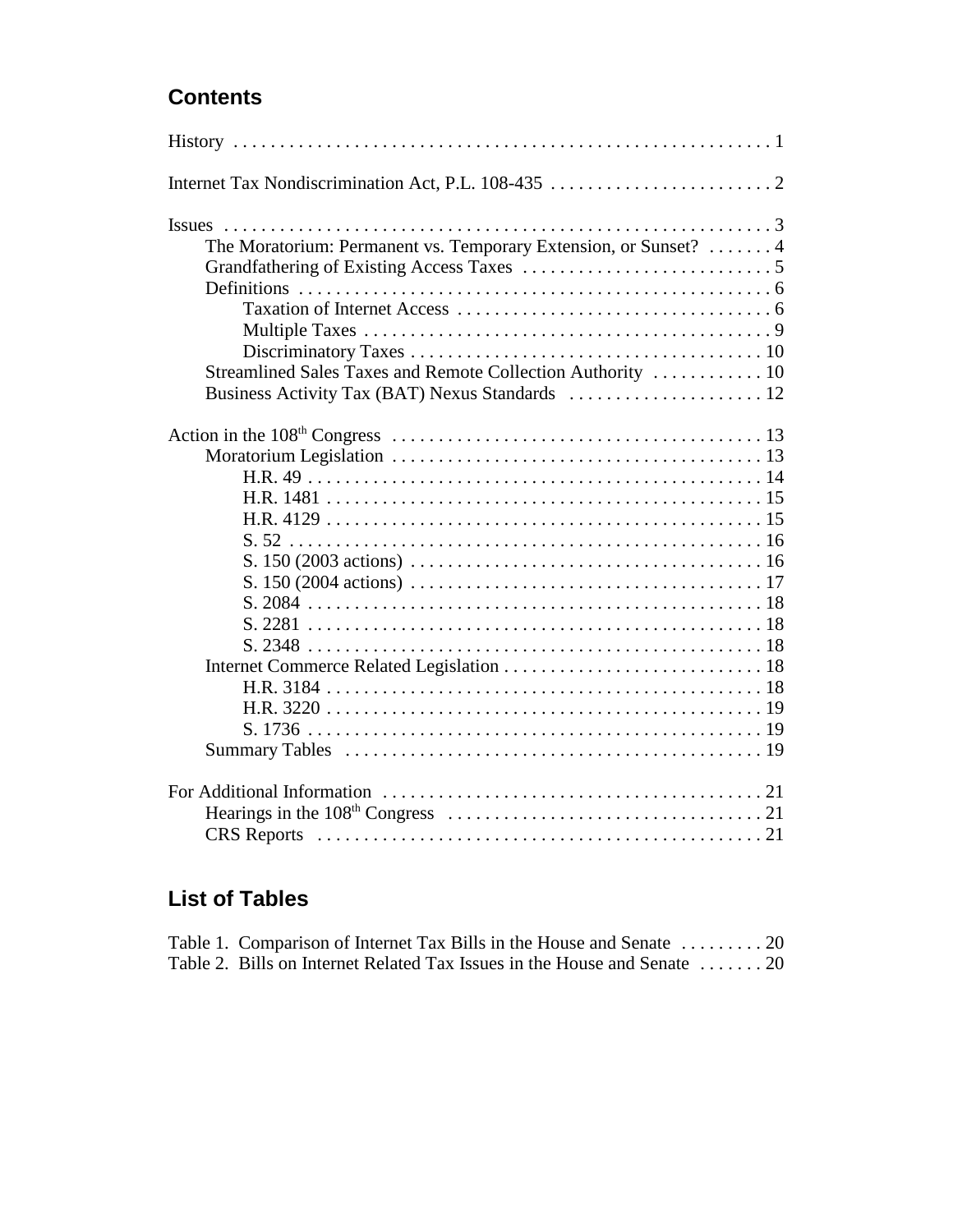## Contents

History . . . . . . . . . . . . . . . . . . . . . . . . . . . . . . . . . . . . . . . . . . . . . . . . . . . . . . . . . 1

Internet Tax Nondiscrimination Act, P.L. 108-435 . . . . . . . . . . . . . . . . . . . . . . . . 2

Issues . . . . . . . . . . . . . . . . . . . . . . . . . . . . . . . . . . . . . . . . . . . . . . . . . . . . . . . . . . 3
- The Moratorium: Permanent vs. Temporary Extension, or Sunset? . . . . . . . 4
- Grandfathering of Existing Access Taxes . . . . . . . . . . . . . . . . . . . . . . . . . . . 5
- Definitions . . . . . . . . . . . . . . . . . . . . . . . . . . . . . . . . . . . . . . . . . . . . . . . . . . . 6
  - Taxation of Internet Access . . . . . . . . . . . . . . . . . . . . . . . . . . . . . . . . . 6
  - Multiple Taxes . . . . . . . . . . . . . . . . . . . . . . . . . . . . . . . . . . . . . . . . . . . 9
  - Discriminatory Taxes . . . . . . . . . . . . . . . . . . . . . . . . . . . . . . . . . . . . . 10
- Streamlined Sales Taxes and Remote Collection Authority . . . . . . . . . . . . 10
- Business Activity Tax (BAT) Nexus Standards . . . . . . . . . . . . . . . . . . . . . 12

Action in the 108th Congress . . . . . . . . . . . . . . . . . . . . . . . . . . . . . . . . . . . . . . . . 13
- Moratorium Legislation . . . . . . . . . . . . . . . . . . . . . . . . . . . . . . . . . . . . . . . . 13
  - H.R. 49 . . . . . . . . . . . . . . . . . . . . . . . . . . . . . . . . . . . . . . . . . . . . . . . . . 14
  - H.R. 1481 . . . . . . . . . . . . . . . . . . . . . . . . . . . . . . . . . . . . . . . . . . . . . . . 15
  - H.R. 4129 . . . . . . . . . . . . . . . . . . . . . . . . . . . . . . . . . . . . . . . . . . . . . . . 15
  - S. 52 . . . . . . . . . . . . . . . . . . . . . . . . . . . . . . . . . . . . . . . . . . . . . . . . . . . 16
  - S. 150 (2003 actions) . . . . . . . . . . . . . . . . . . . . . . . . . . . . . . . . . . . . . . 16
  - S. 150 (2004 actions) . . . . . . . . . . . . . . . . . . . . . . . . . . . . . . . . . . . . . . 17
  - S. 2084 . . . . . . . . . . . . . . . . . . . . . . . . . . . . . . . . . . . . . . . . . . . . . . . . . 18
  - S. 2281 . . . . . . . . . . . . . . . . . . . . . . . . . . . . . . . . . . . . . . . . . . . . . . . . . 18
  - S. 2348 . . . . . . . . . . . . . . . . . . . . . . . . . . . . . . . . . . . . . . . . . . . . . . . . . 18
- Internet Commerce Related Legislation . . . . . . . . . . . . . . . . . . . . . . . . . . . . 18
  - H.R. 3184 . . . . . . . . . . . . . . . . . . . . . . . . . . . . . . . . . . . . . . . . . . . . . . . 18
  - H.R. 3220 . . . . . . . . . . . . . . . . . . . . . . . . . . . . . . . . . . . . . . . . . . . . . . . 19
  - S. 1736 . . . . . . . . . . . . . . . . . . . . . . . . . . . . . . . . . . . . . . . . . . . . . . . . . 19
- Summary Tables . . . . . . . . . . . . . . . . . . . . . . . . . . . . . . . . . . . . . . . . . . . . . 19

For Additional Information . . . . . . . . . . . . . . . . . . . . . . . . . . . . . . . . . . . . . . . . . 21
- Hearings in the 108th Congress . . . . . . . . . . . . . . . . . . . . . . . . . . . . . . . . . . 21
- CRS Reports . . . . . . . . . . . . . . . . . . . . . . . . . . . . . . . . . . . . . . . . . . . . . . . . 21

## List of Tables

Table 1. Comparison of Internet Tax Bills in the House and Senate . . . . . . . . . 20
Table 2. Bills on Internet Related Tax Issues in the House and Senate . . . . . . . 20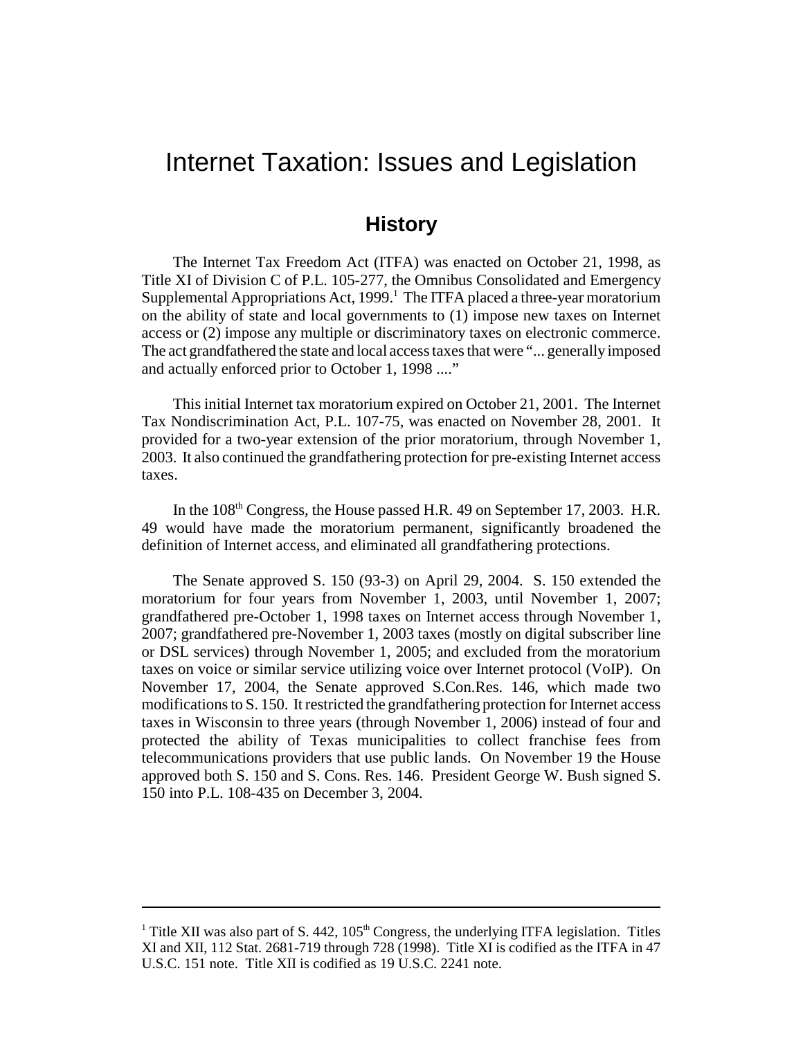# Internet Taxation: Issues and Legislation

## History

The Internet Tax Freedom Act (ITFA) was enacted on October 21, 1998, as Title XI of Division C of P.L. 105-277, the Omnibus Consolidated and Emergency Supplemental Appropriations Act, 1999.[1] The ITFA placed a three-year moratorium on the ability of state and local governments to (1) impose new taxes on Internet access or (2) impose any multiple or discriminatory taxes on electronic commerce. The act grandfathered the state and local access taxes that were "... generally imposed and actually enforced prior to October 1, 1998 ...."

This initial Internet tax moratorium expired on October 21, 2001. The Internet Tax Nondiscrimination Act, P.L. 107-75, was enacted on November 28, 2001. It provided for a two-year extension of the prior moratorium, through November 1, 2003. It also continued the grandfathering protection for pre-existing Internet access taxes.

In the 108th Congress, the House passed H.R. 49 on September 17, 2003. H.R. 49 would have made the moratorium permanent, significantly broadened the definition of Internet access, and eliminated all grandfathering protections.

The Senate approved S. 150 (93-3) on April 29, 2004. S. 150 extended the moratorium for four years from November 1, 2003, until November 1, 2007; grandfathered pre-October 1, 1998 taxes on Internet access through November 1, 2007; grandfathered pre-November 1, 2003 taxes (mostly on digital subscriber line or DSL services) through November 1, 2005; and excluded from the moratorium taxes on voice or similar service utilizing voice over Internet protocol (VoIP). On November 17, 2004, the Senate approved S.Con.Res. 146, which made two modifications to S. 150. It restricted the grandfathering protection for Internet access taxes in Wisconsin to three years (through November 1, 2006) instead of four and protected the ability of Texas municipalities to collect franchise fees from telecommunications providers that use public lands. On November 19 the House approved both S. 150 and S. Cons. Res. 146. President George W. Bush signed S. 150 into P.L. 108-435 on December 3, 2004.

---

[1] Title XII was also part of S. 442, 105th Congress, the underlying ITFA legislation. Titles XI and XII, 112 Stat. 2681-719 through 728 (1998). Title XI is codified as the ITFA in 47 U.S.C. 151 note. Title XII is codified as 19 U.S.C. 2241 note.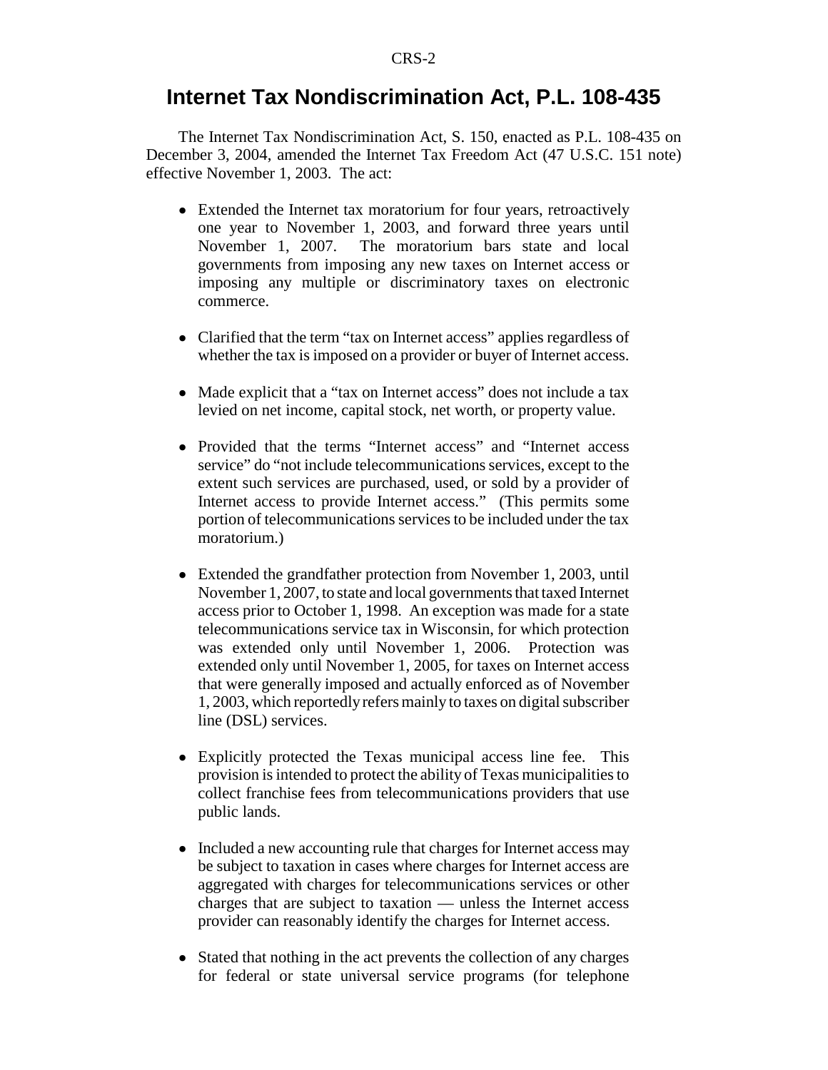## Internet Tax Nondiscrimination Act, P.L. 108-435

The Internet Tax Nondiscrimination Act, S. 150, enacted as P.L. 108-435 on December 3, 2004, amended the Internet Tax Freedom Act (47 U.S.C. 151 note) effective November 1, 2003. The act:

- Extended the Internet tax moratorium for four years, retroactively one year to November 1, 2003, and forward three years until November 1, 2007. The moratorium bars state and local governments from imposing any new taxes on Internet access or imposing any multiple or discriminatory taxes on electronic commerce.

- Clarified that the term "tax on Internet access" applies regardless of whether the tax is imposed on a provider or buyer of Internet access.

- Made explicit that a "tax on Internet access" does not include a tax levied on net income, capital stock, net worth, or property value.

- Provided that the terms "Internet access" and "Internet access service" do "not include telecommunications services, except to the extent such services are purchased, used, or sold by a provider of Internet access to provide Internet access." (This permits some portion of telecommunications services to be included under the tax moratorium.)

- Extended the grandfather protection from November 1, 2003, until November 1, 2007, to state and local governments that taxed Internet access prior to October 1, 1998. An exception was made for a state telecommunications service tax in Wisconsin, for which protection was extended only until November 1, 2006. Protection was extended only until November 1, 2005, for taxes on Internet access that were generally imposed and actually enforced as of November 1, 2003, which reportedly refers mainly to taxes on digital subscriber line (DSL) services.

- Explicitly protected the Texas municipal access line fee. This provision is intended to protect the ability of Texas municipalities to collect franchise fees from telecommunications providers that use public lands.

- Included a new accounting rule that charges for Internet access may be subject to taxation in cases where charges for Internet access are aggregated with charges for telecommunications services or other charges that are subject to taxation — unless the Internet access provider can reasonably identify the charges for Internet access.

- Stated that nothing in the act prevents the collection of any charges for federal or state universal service programs (for telephone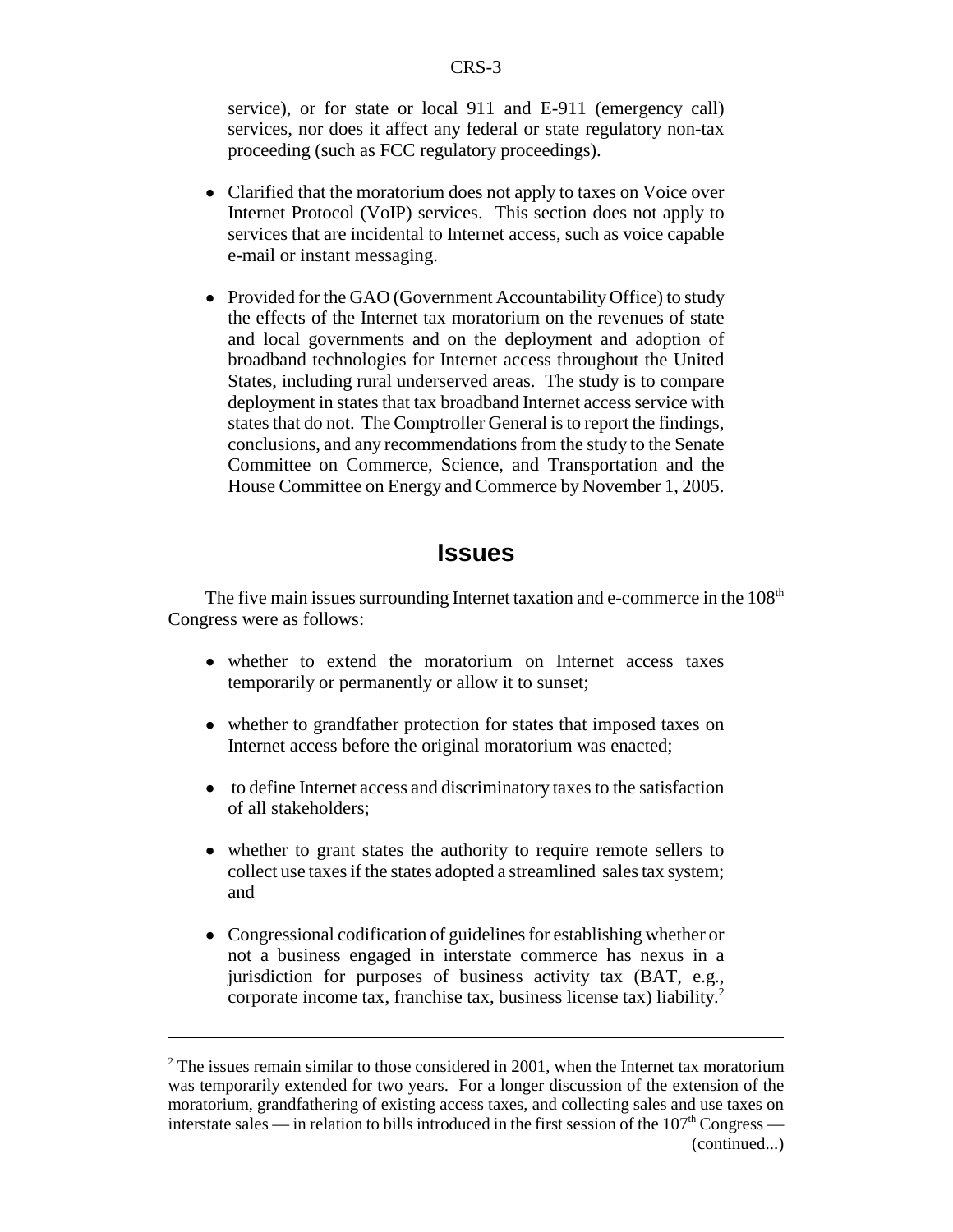service), or for state or local 911 and E-911 (emergency call) services, nor does it affect any federal or state regulatory non-tax proceeding (such as FCC regulatory proceedings).

- Clarified that the moratorium does not apply to taxes on Voice over Internet Protocol (VoIP) services. This section does not apply to services that are incidental to Internet access, such as voice capable e-mail or instant messaging.

- Provided for the GAO (Government Accountability Office) to study the effects of the Internet tax moratorium on the revenues of state and local governments and on the deployment and adoption of broadband technologies for Internet access throughout the United States, including rural underserved areas. The study is to compare deployment in states that tax broadband Internet access service with states that do not. The Comptroller General is to report the findings, conclusions, and any recommendations from the study to the Senate Committee on Commerce, Science, and Transportation and the House Committee on Energy and Commerce by November 1, 2005.

## Issues

The five main issues surrounding Internet taxation and e-commerce in the 108th Congress were as follows:

- whether to extend the moratorium on Internet access taxes temporarily or permanently or allow it to sunset;

- whether to grandfather protection for states that imposed taxes on Internet access before the original moratorium was enacted;

- to define Internet access and discriminatory taxes to the satisfaction of all stakeholders;

- whether to grant states the authority to require remote sellers to collect use taxes if the states adopted a streamlined sales tax system; and

- Congressional codification of guidelines for establishing whether or not a business engaged in interstate commerce has nexus in a jurisdiction for purposes of business activity tax (BAT, e.g., corporate income tax, franchise tax, business license tax) liability.[2]

---

[2] The issues remain similar to those considered in 2001, when the Internet tax moratorium was temporarily extended for two years. For a longer discussion of the extension of the moratorium, grandfathering of existing access taxes, and collecting sales and use taxes on interstate sales — in relation to bills introduced in the first session of the 107th Congress — (continued...)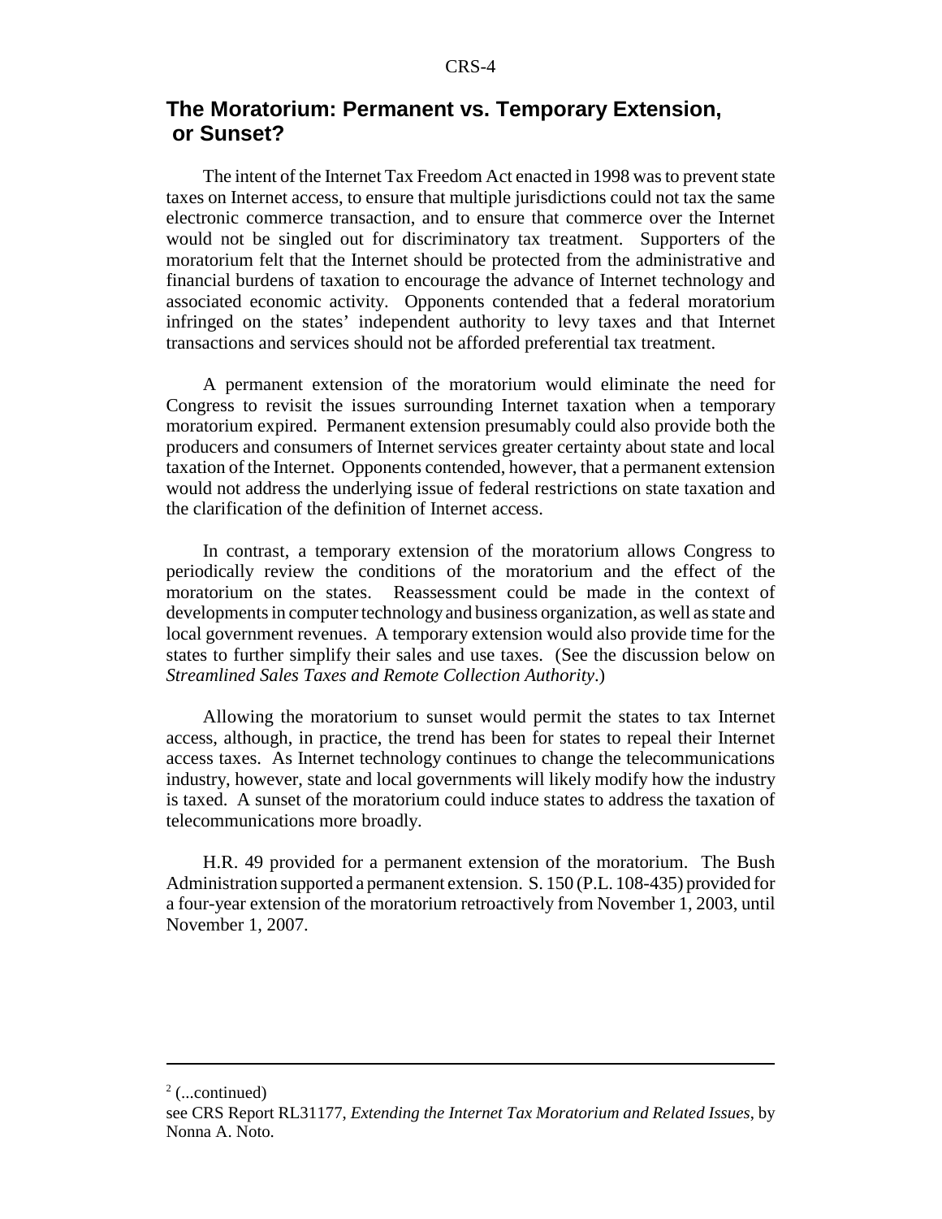## The Moratorium: Permanent vs. Temporary Extension, or Sunset?

The intent of the Internet Tax Freedom Act enacted in 1998 was to prevent state taxes on Internet access, to ensure that multiple jurisdictions could not tax the same electronic commerce transaction, and to ensure that commerce over the Internet would not be singled out for discriminatory tax treatment. Supporters of the moratorium felt that the Internet should be protected from the administrative and financial burdens of taxation to encourage the advance of Internet technology and associated economic activity. Opponents contended that a federal moratorium infringed on the states' independent authority to levy taxes and that Internet transactions and services should not be afforded preferential tax treatment.

A permanent extension of the moratorium would eliminate the need for Congress to revisit the issues surrounding Internet taxation when a temporary moratorium expired. Permanent extension presumably could also provide both the producers and consumers of Internet services greater certainty about state and local taxation of the Internet. Opponents contended, however, that a permanent extension would not address the underlying issue of federal restrictions on state taxation and the clarification of the definition of Internet access.

In contrast, a temporary extension of the moratorium allows Congress to periodically review the conditions of the moratorium and the effect of the moratorium on the states. Reassessment could be made in the context of developments in computer technology and business organization, as well as state and local government revenues. A temporary extension would also provide time for the states to further simplify their sales and use taxes. (See the discussion below on *Streamlined Sales Taxes and Remote Collection Authority*.)

Allowing the moratorium to sunset would permit the states to tax Internet access, although, in practice, the trend has been for states to repeal their Internet access taxes. As Internet technology continues to change the telecommunications industry, however, state and local governments will likely modify how the industry is taxed. A sunset of the moratorium could induce states to address the taxation of telecommunications more broadly.

H.R. 49 provided for a permanent extension of the moratorium. The Bush Administration supported a permanent extension. S. 150 (P.L. 108-435) provided for a four-year extension of the moratorium retroactively from November 1, 2003, until November 1, 2007.

---

[2] (...continued)
see CRS Report RL31177, *Extending the Internet Tax Moratorium and Related Issues*, by Nonna A. Noto.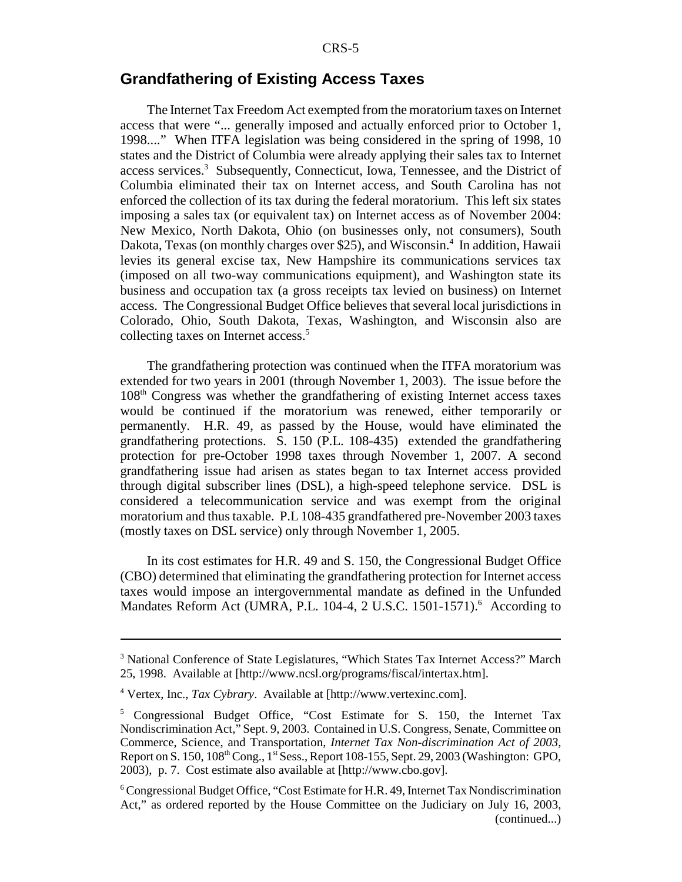## Grandfathering of Existing Access Taxes

The Internet Tax Freedom Act exempted from the moratorium taxes on Internet access that were "... generally imposed and actually enforced prior to October 1, 1998...." When ITFA legislation was being considered in the spring of 1998, 10 states and the District of Columbia were already applying their sales tax to Internet access services.[3] Subsequently, Connecticut, Iowa, Tennessee, and the District of Columbia eliminated their tax on Internet access, and South Carolina has not enforced the collection of its tax during the federal moratorium. This left six states imposing a sales tax (or equivalent tax) on Internet access as of November 2004: New Mexico, North Dakota, Ohio (on businesses only, not consumers), South Dakota, Texas (on monthly charges over $25), and Wisconsin.[4] In addition, Hawaii levies its general excise tax, New Hampshire its communications services tax (imposed on all two-way communications equipment), and Washington state its business and occupation tax (a gross receipts tax levied on business) on Internet access. The Congressional Budget Office believes that several local jurisdictions in Colorado, Ohio, South Dakota, Texas, Washington, and Wisconsin also are collecting taxes on Internet access.[5]

The grandfathering protection was continued when the ITFA moratorium was extended for two years in 2001 (through November 1, 2003). The issue before the 108th Congress was whether the grandfathering of existing Internet access taxes would be continued if the moratorium was renewed, either temporarily or permanently. H.R. 49, as passed by the House, would have eliminated the grandfathering protections. S. 150 (P.L. 108-435) extended the grandfathering protection for pre-October 1998 taxes through November 1, 2007. A second grandfathering issue had arisen as states began to tax Internet access provided through digital subscriber lines (DSL), a high-speed telephone service. DSL is considered a telecommunication service and was exempt from the original moratorium and thus taxable. P.L 108-435 grandfathered pre-November 2003 taxes (mostly taxes on DSL service) only through November 1, 2005.

In its cost estimates for H.R. 49 and S. 150, the Congressional Budget Office (CBO) determined that eliminating the grandfathering protection for Internet access taxes would impose an intergovernmental mandate as defined in the Unfunded Mandates Reform Act (UMRA, P.L. 104-4, 2 U.S.C. 1501-1571).[6] According to

---

[3] National Conference of State Legislatures, "Which States Tax Internet Access?" March 25, 1998. Available at [http://www.ncsl.org/programs/fiscal/intertax.htm].

[4] Vertex, Inc., *Tax Cybrary*. Available at [http://www.vertexinc.com].

[5] Congressional Budget Office, "Cost Estimate for S. 150, the Internet Tax Nondiscrimination Act," Sept. 9, 2003. Contained in U.S. Congress, Senate, Committee on Commerce, Science, and Transportation, *Internet Tax Non-discrimination Act of 2003*, Report on S. 150, 108th Cong., 1st Sess., Report 108-155, Sept. 29, 2003 (Washington: GPO, 2003), p. 7. Cost estimate also available at [http://www.cbo.gov].

[6] Congressional Budget Office, "Cost Estimate for H.R. 49, Internet Tax Nondiscrimination Act," as ordered reported by the House Committee on the Judiciary on July 16, 2003, (continued...)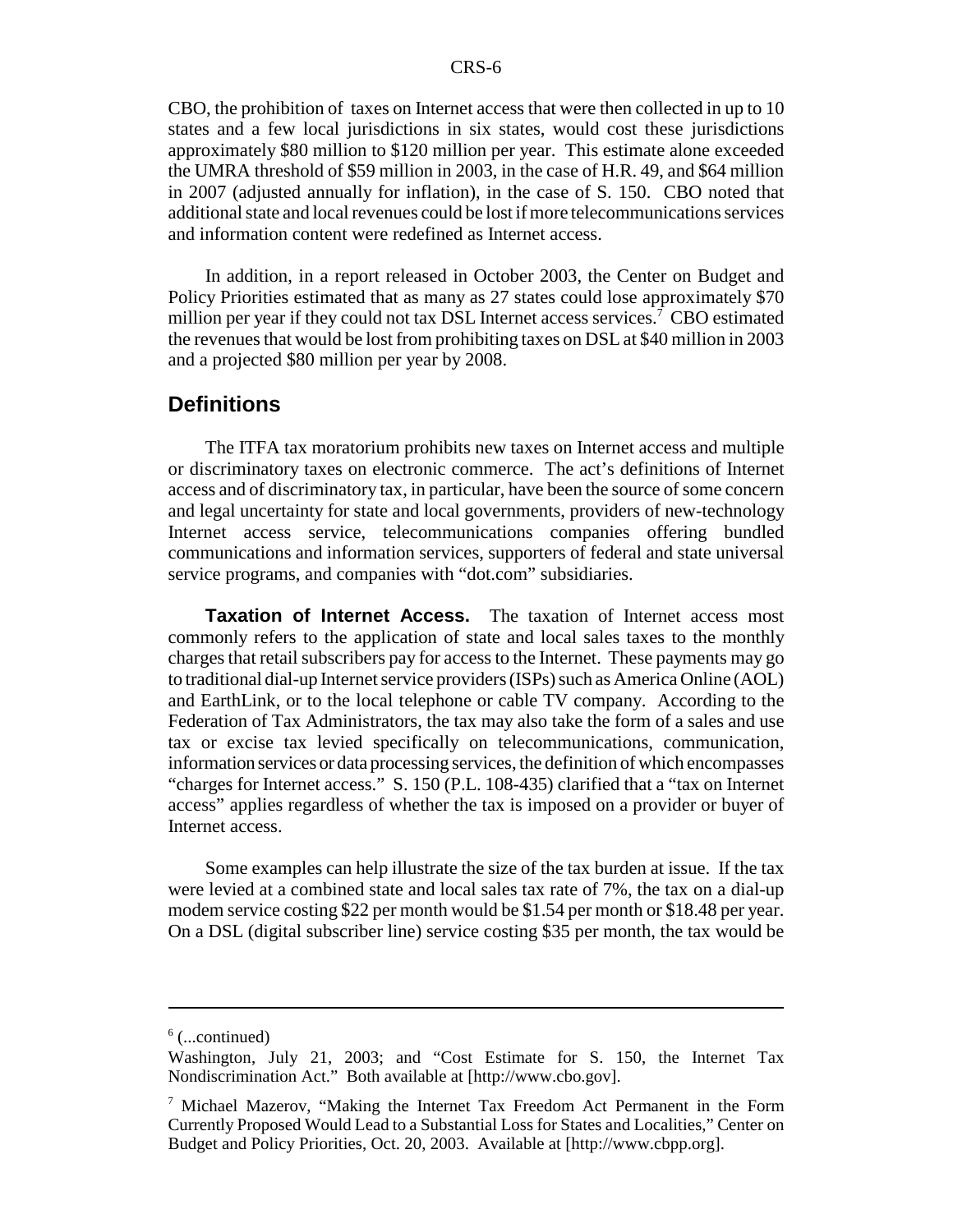CBO, the prohibition of taxes on Internet access that were then collected in up to 10 states and a few local jurisdictions in six states, would cost these jurisdictions approximately $80 million to $120 million per year. This estimate alone exceeded the UMRA threshold of $59 million in 2003, in the case of H.R. 49, and $64 million in 2007 (adjusted annually for inflation), in the case of S. 150. CBO noted that additional state and local revenues could be lost if more telecommunications services and information content were redefined as Internet access.

In addition, in a report released in October 2003, the Center on Budget and Policy Priorities estimated that as many as 27 states could lose approximately $70 million per year if they could not tax DSL Internet access services.[7] CBO estimated the revenues that would be lost from prohibiting taxes on DSL at $40 million in 2003 and a projected $80 million per year by 2008.

## Definitions

The ITFA tax moratorium prohibits new taxes on Internet access and multiple or discriminatory taxes on electronic commerce. The act's definitions of Internet access and of discriminatory tax, in particular, have been the source of some concern and legal uncertainty for state and local governments, providers of new-technology Internet access service, telecommunications companies offering bundled communications and information services, supporters of federal and state universal service programs, and companies with "dot.com" subsidiaries.

**Taxation of Internet Access.** The taxation of Internet access most commonly refers to the application of state and local sales taxes to the monthly charges that retail subscribers pay for access to the Internet. These payments may go to traditional dial-up Internet service providers (ISPs) such as America Online (AOL) and EarthLink, or to the local telephone or cable TV company. According to the Federation of Tax Administrators, the tax may also take the form of a sales and use tax or excise tax levied specifically on telecommunications, communication, information services or data processing services, the definition of which encompasses "charges for Internet access." S. 150 (P.L. 108-435) clarified that a "tax on Internet access" applies regardless of whether the tax is imposed on a provider or buyer of Internet access.

Some examples can help illustrate the size of the tax burden at issue. If the tax were levied at a combined state and local sales tax rate of 7%, the tax on a dial-up modem service costing $22 per month would be $1.54 per month or $18.48 per year. On a DSL (digital subscriber line) service costing $35 per month, the tax would be

---

[6] (...continued)
Washington, July 21, 2003; and "Cost Estimate for S. 150, the Internet Tax Nondiscrimination Act." Both available at [http://www.cbo.gov].

[7] Michael Mazerov, "Making the Internet Tax Freedom Act Permanent in the Form Currently Proposed Would Lead to a Substantial Loss for States and Localities," Center on Budget and Policy Priorities, Oct. 20, 2003. Available at [http://www.cbpp.org].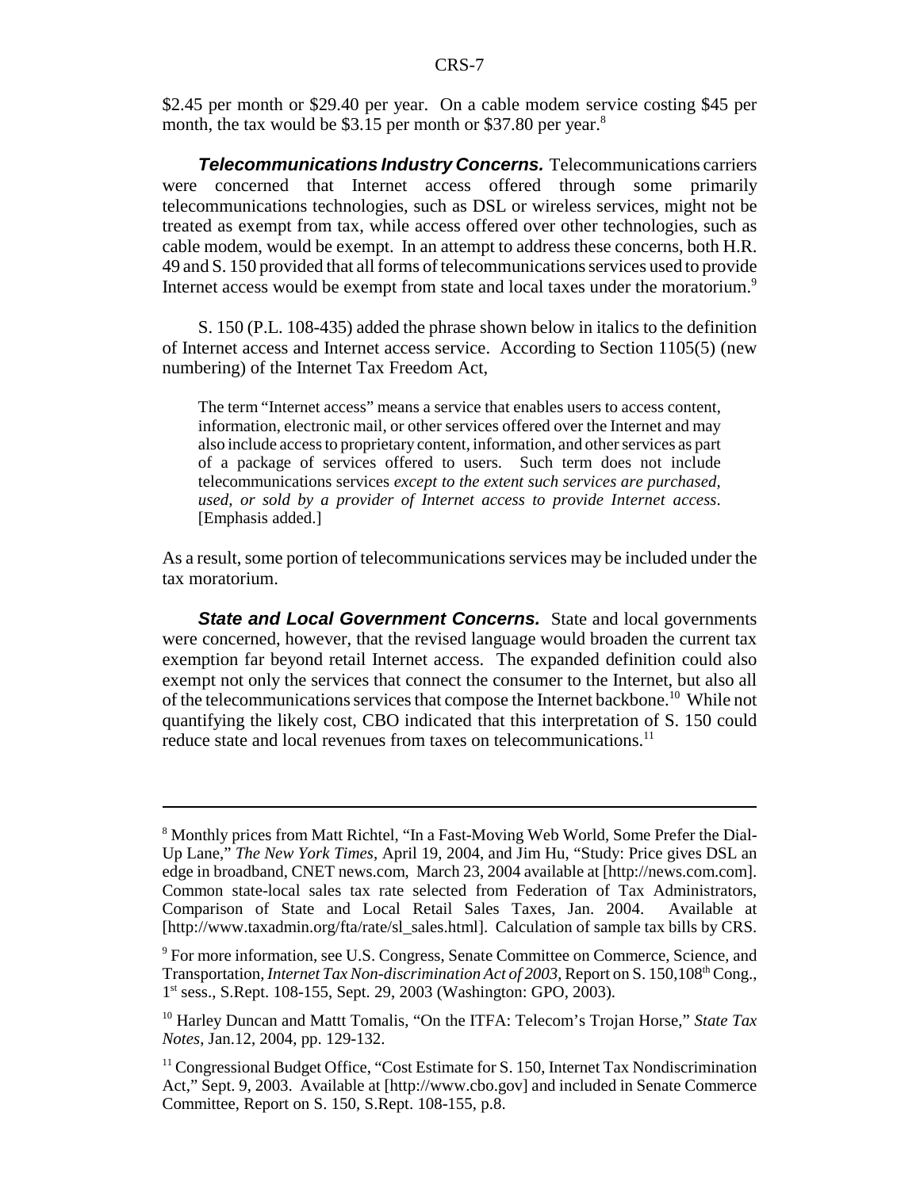$2.45 per month or $29.40 per year. On a cable modem service costing $45 per month, the tax would be $3.15 per month or $37.80 per year.[8]

***Telecommunications Industry Concerns.*** Telecommunications carriers were concerned that Internet access offered through some primarily telecommunications technologies, such as DSL or wireless services, might not be treated as exempt from tax, while access offered over other technologies, such as cable modem, would be exempt. In an attempt to address these concerns, both H.R. 49 and S. 150 provided that all forms of telecommunications services used to provide Internet access would be exempt from state and local taxes under the moratorium.[9]

S. 150 (P.L. 108-435) added the phrase shown below in italics to the definition of Internet access and Internet access service. According to Section 1105(5) (new numbering) of the Internet Tax Freedom Act,

> The term "Internet access" means a service that enables users to access content, information, electronic mail, or other services offered over the Internet and may also include access to proprietary content, information, and other services as part of a package of services offered to users. Such term does not include telecommunications services *except to the extent such services are purchased, used, or sold by a provider of Internet access to provide Internet access*. [Emphasis added.]

As a result, some portion of telecommunications services may be included under the tax moratorium.

***State and Local Government Concerns.*** State and local governments were concerned, however, that the revised language would broaden the current tax exemption far beyond retail Internet access. The expanded definition could also exempt not only the services that connect the consumer to the Internet, but also all of the telecommunications services that compose the Internet backbone.[10] While not quantifying the likely cost, CBO indicated that this interpretation of S. 150 could reduce state and local revenues from taxes on telecommunications.[11]

---

[8] Monthly prices from Matt Richtel, "In a Fast-Moving Web World, Some Prefer the Dial-Up Lane," *The New York Times*, April 19, 2004, and Jim Hu, "Study: Price gives DSL an edge in broadband, CNET news.com, March 23, 2004 available at [http://news.com.com]. Common state-local sales tax rate selected from Federation of Tax Administrators, Comparison of State and Local Retail Sales Taxes, Jan. 2004. Available at [http://www.taxadmin.org/fta/rate/sl_sales.html]. Calculation of sample tax bills by CRS.

[9] For more information, see U.S. Congress, Senate Committee on Commerce, Science, and Transportation, *Internet Tax Non-discrimination Act of 2003*, Report on S. 150,108th Cong., 1st sess., S.Rept. 108-155, Sept. 29, 2003 (Washington: GPO, 2003).

[10] Harley Duncan and Mattt Tomalis, "On the ITFA: Telecom's Trojan Horse," *State Tax Notes*, Jan.12, 2004, pp. 129-132.

[11] Congressional Budget Office, "Cost Estimate for S. 150, Internet Tax Nondiscrimination Act," Sept. 9, 2003. Available at [http://www.cbo.gov] and included in Senate Commerce Committee, Report on S. 150, S.Rept. 108-155, p.8.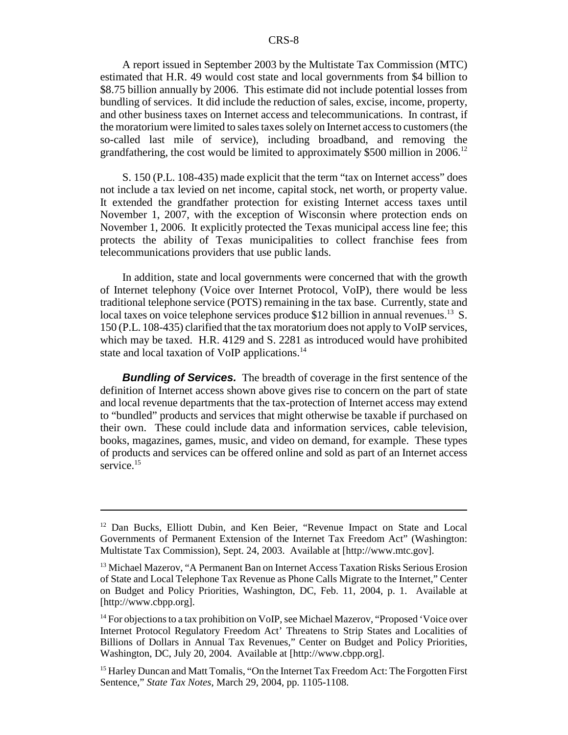A report issued in September 2003 by the Multistate Tax Commission (MTC) estimated that H.R. 49 would cost state and local governments from $4 billion to $8.75 billion annually by 2006. This estimate did not include potential losses from bundling of services. It did include the reduction of sales, excise, income, property, and other business taxes on Internet access and telecommunications. In contrast, if the moratorium were limited to sales taxes solely on Internet access to customers (the so-called last mile of service), including broadband, and removing the grandfathering, the cost would be limited to approximately $500 million in 2006.[12]

S. 150 (P.L. 108-435) made explicit that the term "tax on Internet access" does not include a tax levied on net income, capital stock, net worth, or property value. It extended the grandfather protection for existing Internet access taxes until November 1, 2007, with the exception of Wisconsin where protection ends on November 1, 2006. It explicitly protected the Texas municipal access line fee; this protects the ability of Texas municipalities to collect franchise fees from telecommunications providers that use public lands.

In addition, state and local governments were concerned that with the growth of Internet telephony (Voice over Internet Protocol, VoIP), there would be less traditional telephone service (POTS) remaining in the tax base. Currently, state and local taxes on voice telephone services produce $12 billion in annual revenues.[13] S. 150 (P.L. 108-435) clarified that the tax moratorium does not apply to VoIP services, which may be taxed. H.R. 4129 and S. 2281 as introduced would have prohibited state and local taxation of VoIP applications.[14]

***Bundling of Services.*** The breadth of coverage in the first sentence of the definition of Internet access shown above gives rise to concern on the part of state and local revenue departments that the tax-protection of Internet access may extend to "bundled" products and services that might otherwise be taxable if purchased on their own. These could include data and information services, cable television, books, magazines, games, music, and video on demand, for example. These types of products and services can be offered online and sold as part of an Internet access service.[15]

---

[12] Dan Bucks, Elliott Dubin, and Ken Beier, "Revenue Impact on State and Local Governments of Permanent Extension of the Internet Tax Freedom Act" (Washington: Multistate Tax Commission), Sept. 24, 2003. Available at [http://www.mtc.gov].

[13] Michael Mazerov, "A Permanent Ban on Internet Access Taxation Risks Serious Erosion of State and Local Telephone Tax Revenue as Phone Calls Migrate to the Internet," Center on Budget and Policy Priorities, Washington, DC, Feb. 11, 2004, p. 1. Available at [http://www.cbpp.org].

[14] For objections to a tax prohibition on VoIP, see Michael Mazerov, "Proposed 'Voice over Internet Protocol Regulatory Freedom Act' Threatens to Strip States and Localities of Billions of Dollars in Annual Tax Revenues," Center on Budget and Policy Priorities, Washington, DC, July 20, 2004. Available at [http://www.cbpp.org].

[15] Harley Duncan and Matt Tomalis, "On the Internet Tax Freedom Act: The Forgotten First Sentence," *State Tax Notes*, March 29, 2004, pp. 1105-1108.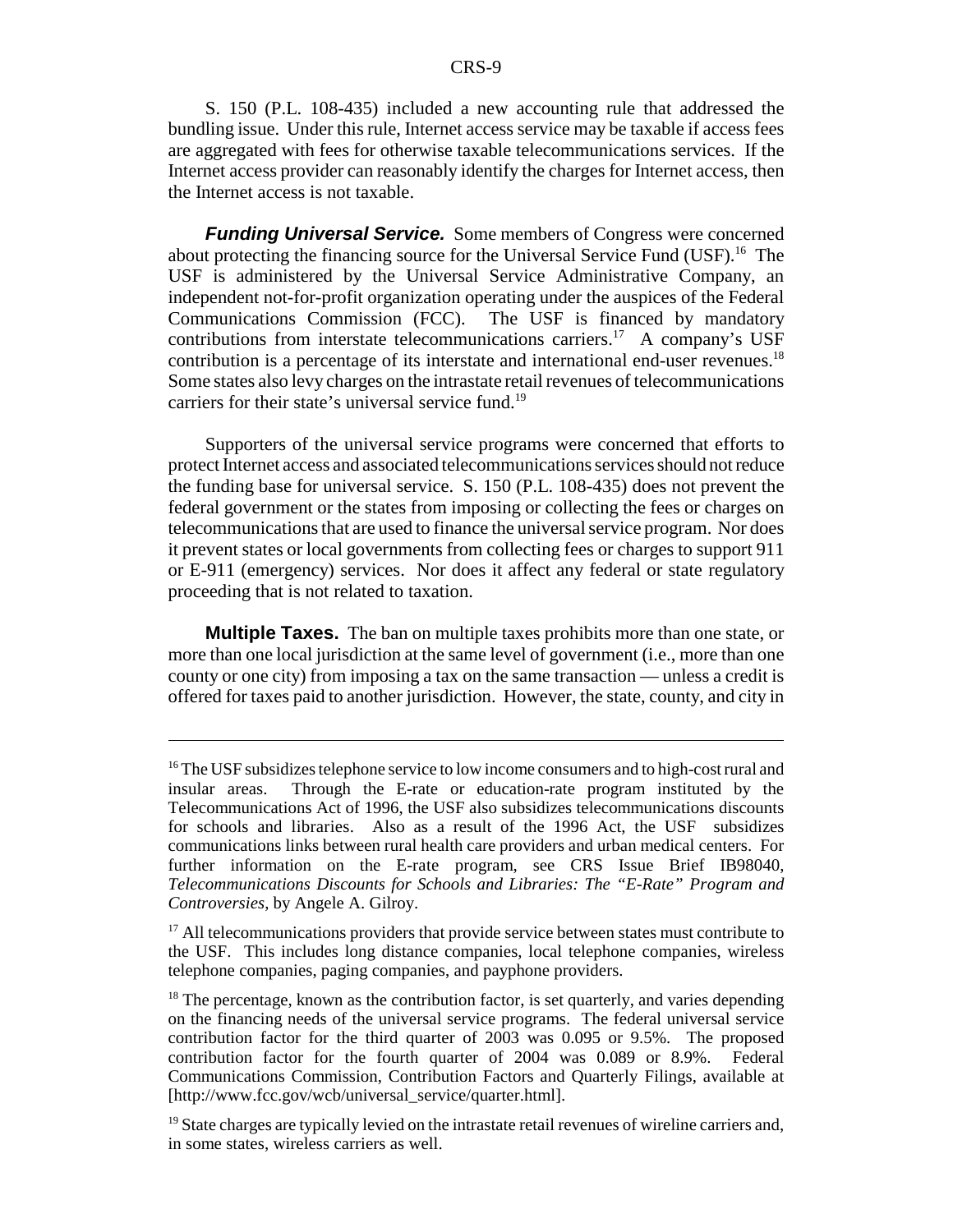S. 150 (P.L. 108-435) included a new accounting rule that addressed the bundling issue. Under this rule, Internet access service may be taxable if access fees are aggregated with fees for otherwise taxable telecommunications services. If the Internet access provider can reasonably identify the charges for Internet access, then the Internet access is not taxable.

***Funding Universal Service.*** Some members of Congress were concerned about protecting the financing source for the Universal Service Fund (USF).[16] The USF is administered by the Universal Service Administrative Company, an independent not-for-profit organization operating under the auspices of the Federal Communications Commission (FCC). The USF is financed by mandatory contributions from interstate telecommunications carriers.[17] A company's USF contribution is a percentage of its interstate and international end-user revenues.[18] Some states also levy charges on the intrastate retail revenues of telecommunications carriers for their state's universal service fund.[19]

Supporters of the universal service programs were concerned that efforts to protect Internet access and associated telecommunications services should not reduce the funding base for universal service. S. 150 (P.L. 108-435) does not prevent the federal government or the states from imposing or collecting the fees or charges on telecommunications that are used to finance the universal service program. Nor does it prevent states or local governments from collecting fees or charges to support 911 or E-911 (emergency) services. Nor does it affect any federal or state regulatory proceeding that is not related to taxation.

**Multiple Taxes.** The ban on multiple taxes prohibits more than one state, or more than one local jurisdiction at the same level of government (i.e., more than one county or one city) from imposing a tax on the same transaction — unless a credit is offered for taxes paid to another jurisdiction. However, the state, county, and city in

---

[16] The USF subsidizes telephone service to low income consumers and to high-cost rural and insular areas. Through the E-rate or education-rate program instituted by the Telecommunications Act of 1996, the USF also subsidizes telecommunications discounts for schools and libraries. Also as a result of the 1996 Act, the USF subsidizes communications links between rural health care providers and urban medical centers. For further information on the E-rate program, see CRS Issue Brief IB98040, *Telecommunications Discounts for Schools and Libraries: The "E-Rate" Program and Controversies*, by Angele A. Gilroy.

[17] All telecommunications providers that provide service between states must contribute to the USF. This includes long distance companies, local telephone companies, wireless telephone companies, paging companies, and payphone providers.

[18] The percentage, known as the contribution factor, is set quarterly, and varies depending on the financing needs of the universal service programs. The federal universal service contribution factor for the third quarter of 2003 was 0.095 or 9.5%. The proposed contribution factor for the fourth quarter of 2004 was 0.089 or 8.9%. Federal Communications Commission, Contribution Factors and Quarterly Filings, available at [http://www.fcc.gov/wcb/universal_service/quarter.html].

[19] State charges are typically levied on the intrastate retail revenues of wireline carriers and, in some states, wireless carriers as well.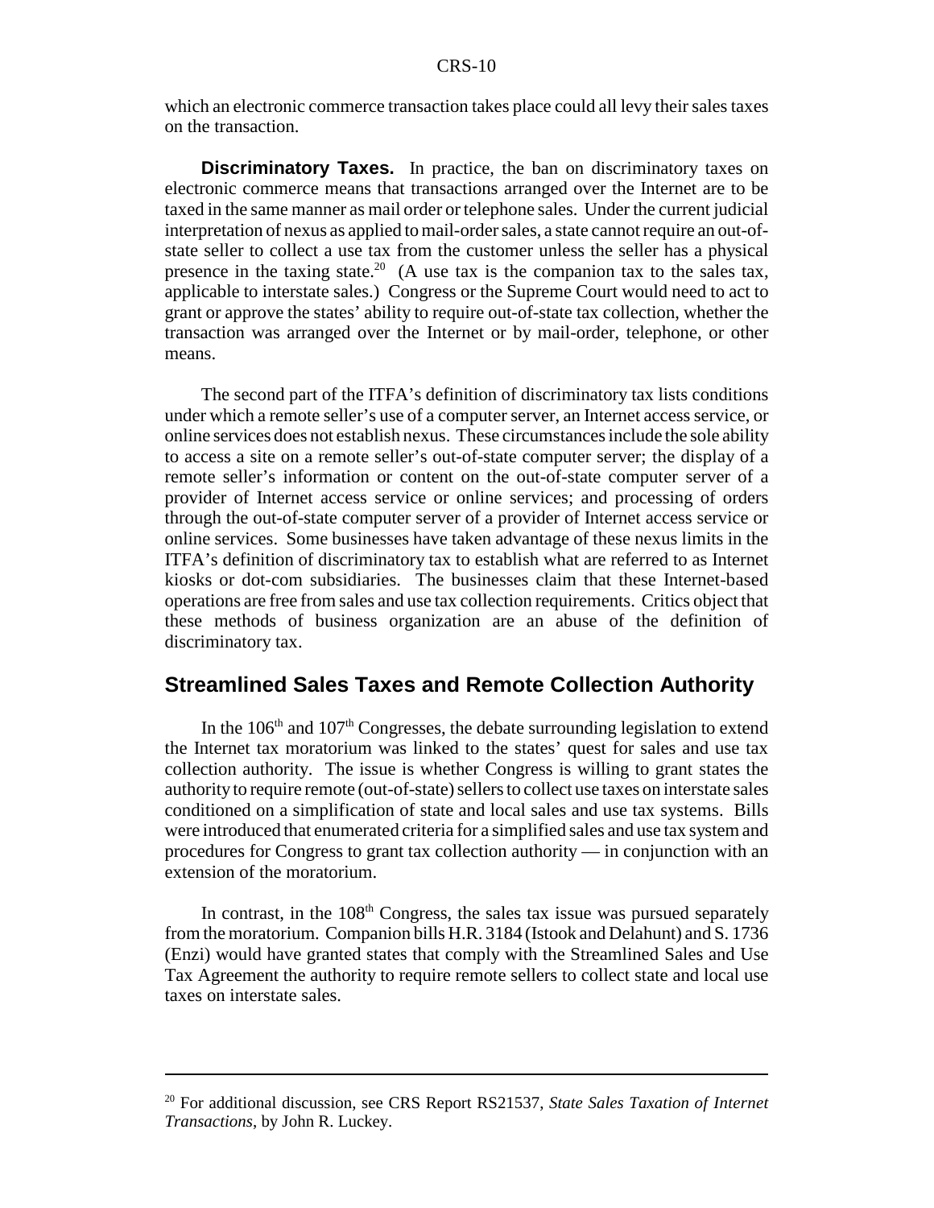which an electronic commerce transaction takes place could all levy their sales taxes on the transaction.

**Discriminatory Taxes.** In practice, the ban on discriminatory taxes on electronic commerce means that transactions arranged over the Internet are to be taxed in the same manner as mail order or telephone sales. Under the current judicial interpretation of nexus as applied to mail-order sales, a state cannot require an out-of-state seller to collect a use tax from the customer unless the seller has a physical presence in the taxing state.[20] (A use tax is the companion tax to the sales tax, applicable to interstate sales.) Congress or the Supreme Court would need to act to grant or approve the states' ability to require out-of-state tax collection, whether the transaction was arranged over the Internet or by mail-order, telephone, or other means.

The second part of the ITFA's definition of discriminatory tax lists conditions under which a remote seller's use of a computer server, an Internet access service, or online services does not establish nexus. These circumstances include the sole ability to access a site on a remote seller's out-of-state computer server; the display of a remote seller's information or content on the out-of-state computer server of a provider of Internet access service or online services; and processing of orders through the out-of-state computer server of a provider of Internet access service or online services. Some businesses have taken advantage of these nexus limits in the ITFA's definition of discriminatory tax to establish what are referred to as Internet kiosks or dot-com subsidiaries. The businesses claim that these Internet-based operations are free from sales and use tax collection requirements. Critics object that these methods of business organization are an abuse of the definition of discriminatory tax.

## Streamlined Sales Taxes and Remote Collection Authority

In the 106th and 107th Congresses, the debate surrounding legislation to extend the Internet tax moratorium was linked to the states' quest for sales and use tax collection authority. The issue is whether Congress is willing to grant states the authority to require remote (out-of-state) sellers to collect use taxes on interstate sales conditioned on a simplification of state and local sales and use tax systems. Bills were introduced that enumerated criteria for a simplified sales and use tax system and procedures for Congress to grant tax collection authority — in conjunction with an extension of the moratorium.

In contrast, in the 108th Congress, the sales tax issue was pursued separately from the moratorium. Companion bills H.R. 3184 (Istook and Delahunt) and S. 1736 (Enzi) would have granted states that comply with the Streamlined Sales and Use Tax Agreement the authority to require remote sellers to collect state and local use taxes on interstate sales.

---

[20] For additional discussion, see CRS Report RS21537, *State Sales Taxation of Internet Transactions*, by John R. Luckey.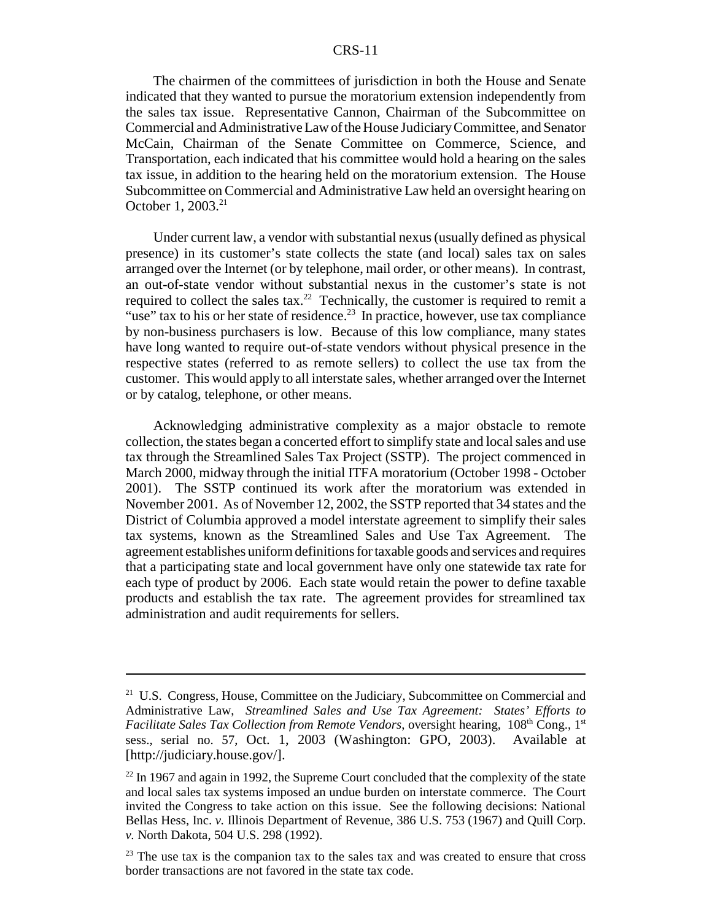The chairmen of the committees of jurisdiction in both the House and Senate indicated that they wanted to pursue the moratorium extension independently from the sales tax issue. Representative Cannon, Chairman of the Subcommittee on Commercial and Administrative Law of the House Judiciary Committee, and Senator McCain, Chairman of the Senate Committee on Commerce, Science, and Transportation, each indicated that his committee would hold a hearing on the sales tax issue, in addition to the hearing held on the moratorium extension. The House Subcommittee on Commercial and Administrative Law held an oversight hearing on October 1, 2003.[21]

Under current law, a vendor with substantial nexus (usually defined as physical presence) in its customer's state collects the state (and local) sales tax on sales arranged over the Internet (or by telephone, mail order, or other means). In contrast, an out-of-state vendor without substantial nexus in the customer's state is not required to collect the sales tax.[22] Technically, the customer is required to remit a "use" tax to his or her state of residence.[23] In practice, however, use tax compliance by non-business purchasers is low. Because of this low compliance, many states have long wanted to require out-of-state vendors without physical presence in the respective states (referred to as remote sellers) to collect the use tax from the customer. This would apply to all interstate sales, whether arranged over the Internet or by catalog, telephone, or other means.

Acknowledging administrative complexity as a major obstacle to remote collection, the states began a concerted effort to simplify state and local sales and use tax through the Streamlined Sales Tax Project (SSTP). The project commenced in March 2000, midway through the initial ITFA moratorium (October 1998 - October 2001). The SSTP continued its work after the moratorium was extended in November 2001. As of November 12, 2002, the SSTP reported that 34 states and the District of Columbia approved a model interstate agreement to simplify their sales tax systems, known as the Streamlined Sales and Use Tax Agreement. The agreement establishes uniform definitions for taxable goods and services and requires that a participating state and local government have only one statewide tax rate for each type of product by 2006. Each state would retain the power to define taxable products and establish the tax rate. The agreement provides for streamlined tax administration and audit requirements for sellers.

---

[21] U.S. Congress, House, Committee on the Judiciary, Subcommittee on Commercial and Administrative Law, *Streamlined Sales and Use Tax Agreement: States' Efforts to Facilitate Sales Tax Collection from Remote Vendors*, oversight hearing, 108th Cong., 1st sess., serial no. 57, Oct. 1, 2003 (Washington: GPO, 2003). Available at [http://judiciary.house.gov/].

[22] In 1967 and again in 1992, the Supreme Court concluded that the complexity of the state and local sales tax systems imposed an undue burden on interstate commerce. The Court invited the Congress to take action on this issue. See the following decisions: National Bellas Hess, Inc. *v.* Illinois Department of Revenue, 386 U.S. 753 (1967) and Quill Corp. *v.* North Dakota, 504 U.S. 298 (1992).

[23] The use tax is the companion tax to the sales tax and was created to ensure that cross border transactions are not favored in the state tax code.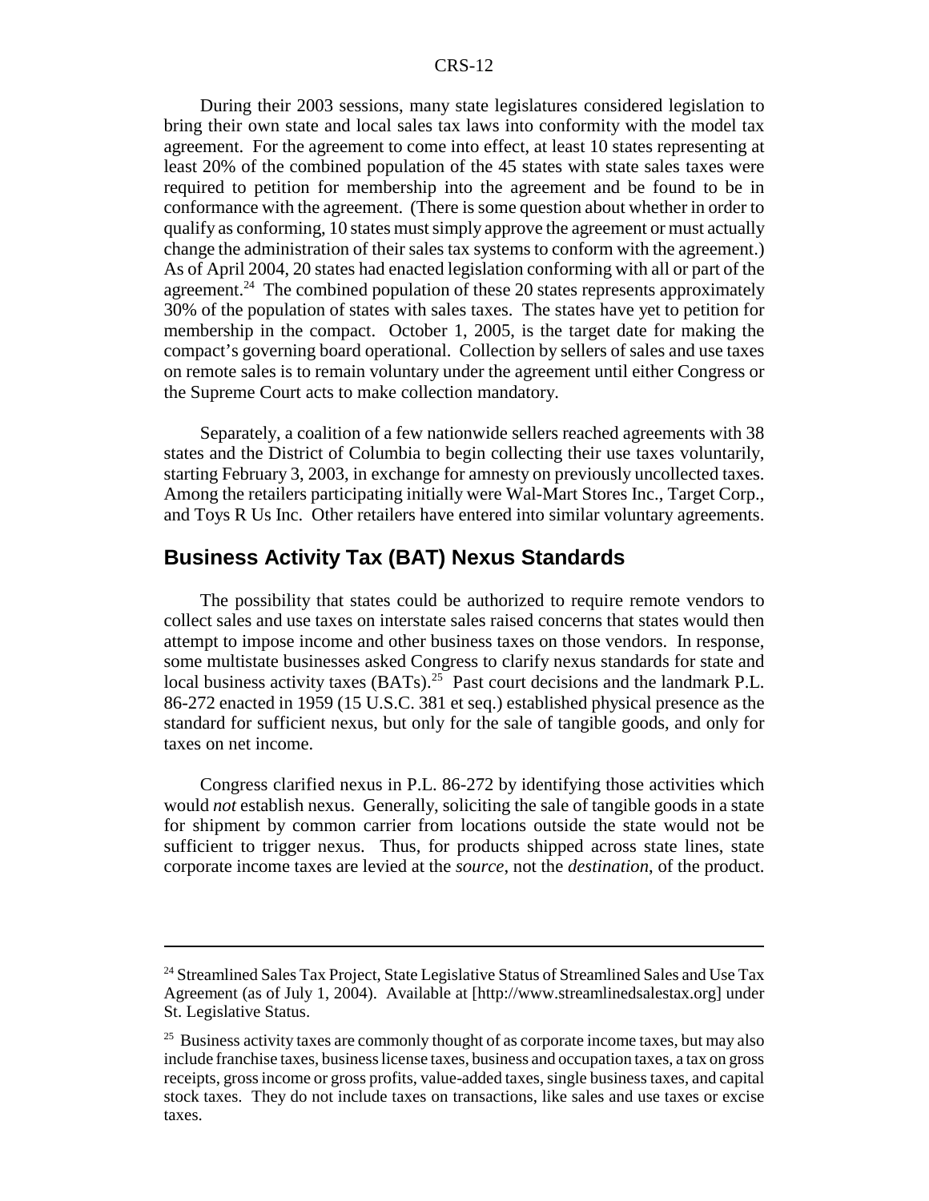During their 2003 sessions, many state legislatures considered legislation to bring their own state and local sales tax laws into conformity with the model tax agreement. For the agreement to come into effect, at least 10 states representing at least 20% of the combined population of the 45 states with state sales taxes were required to petition for membership into the agreement and be found to be in conformance with the agreement. (There is some question about whether in order to qualify as conforming, 10 states must simply approve the agreement or must actually change the administration of their sales tax systems to conform with the agreement.) As of April 2004, 20 states had enacted legislation conforming with all or part of the agreement.[24] The combined population of these 20 states represents approximately 30% of the population of states with sales taxes. The states have yet to petition for membership in the compact. October 1, 2005, is the target date for making the compact's governing board operational. Collection by sellers of sales and use taxes on remote sales is to remain voluntary under the agreement until either Congress or the Supreme Court acts to make collection mandatory.

Separately, a coalition of a few nationwide sellers reached agreements with 38 states and the District of Columbia to begin collecting their use taxes voluntarily, starting February 3, 2003, in exchange for amnesty on previously uncollected taxes. Among the retailers participating initially were Wal-Mart Stores Inc., Target Corp., and Toys R Us Inc. Other retailers have entered into similar voluntary agreements.

## Business Activity Tax (BAT) Nexus Standards

The possibility that states could be authorized to require remote vendors to collect sales and use taxes on interstate sales raised concerns that states would then attempt to impose income and other business taxes on those vendors. In response, some multistate businesses asked Congress to clarify nexus standards for state and local business activity taxes (BATs).[25] Past court decisions and the landmark P.L. 86-272 enacted in 1959 (15 U.S.C. 381 et seq.) established physical presence as the standard for sufficient nexus, but only for the sale of tangible goods, and only for taxes on net income.

Congress clarified nexus in P.L. 86-272 by identifying those activities which would *not* establish nexus. Generally, soliciting the sale of tangible goods in a state for shipment by common carrier from locations outside the state would not be sufficient to trigger nexus. Thus, for products shipped across state lines, state corporate income taxes are levied at the *source*, not the *destination*, of the product.

---

[24] Streamlined Sales Tax Project, State Legislative Status of Streamlined Sales and Use Tax Agreement (as of July 1, 2004). Available at [http://www.streamlinedsalestax.org] under St. Legislative Status.

[25] Business activity taxes are commonly thought of as corporate income taxes, but may also include franchise taxes, business license taxes, business and occupation taxes, a tax on gross receipts, gross income or gross profits, value-added taxes, single business taxes, and capital stock taxes. They do not include taxes on transactions, like sales and use taxes or excise taxes.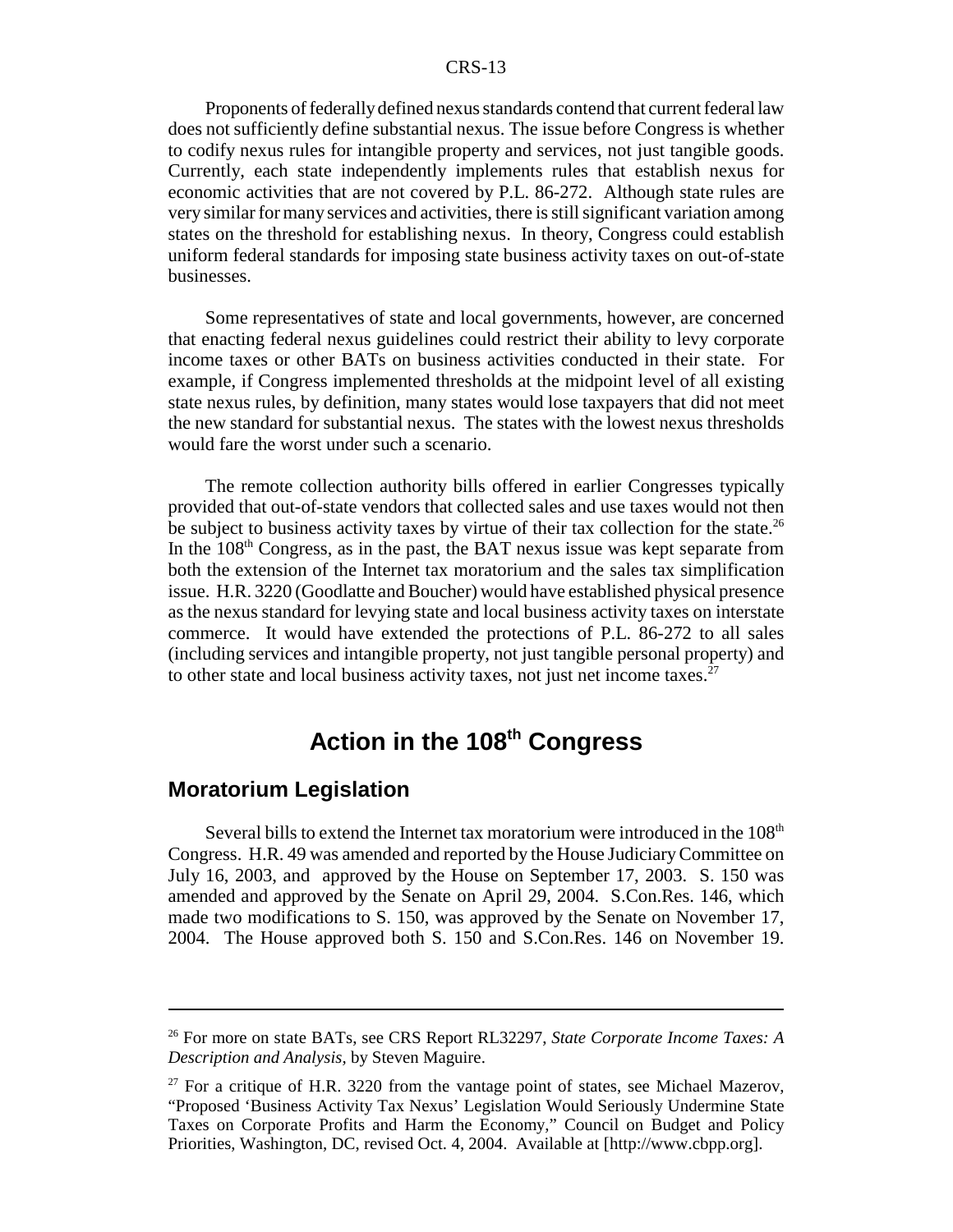Proponents of federally defined nexus standards contend that current federal law does not sufficiently define substantial nexus. The issue before Congress is whether to codify nexus rules for intangible property and services, not just tangible goods. Currently, each state independently implements rules that establish nexus for economic activities that are not covered by P.L. 86-272. Although state rules are very similar for many services and activities, there is still significant variation among states on the threshold for establishing nexus. In theory, Congress could establish uniform federal standards for imposing state business activity taxes on out-of-state businesses.

Some representatives of state and local governments, however, are concerned that enacting federal nexus guidelines could restrict their ability to levy corporate income taxes or other BATs on business activities conducted in their state. For example, if Congress implemented thresholds at the midpoint level of all existing state nexus rules, by definition, many states would lose taxpayers that did not meet the new standard for substantial nexus. The states with the lowest nexus thresholds would fare the worst under such a scenario.

The remote collection authority bills offered in earlier Congresses typically provided that out-of-state vendors that collected sales and use taxes would not then be subject to business activity taxes by virtue of their tax collection for the state.[26] In the 108th Congress, as in the past, the BAT nexus issue was kept separate from both the extension of the Internet tax moratorium and the sales tax simplification issue. H.R. 3220 (Goodlatte and Boucher) would have established physical presence as the nexus standard for levying state and local business activity taxes on interstate commerce. It would have extended the protections of P.L. 86-272 to all sales (including services and intangible property, not just tangible personal property) and to other state and local business activity taxes, not just net income taxes.[27]

# Action in the 108th Congress

## Moratorium Legislation

Several bills to extend the Internet tax moratorium were introduced in the 108th Congress. H.R. 49 was amended and reported by the House Judiciary Committee on July 16, 2003, and approved by the House on September 17, 2003. S. 150 was amended and approved by the Senate on April 29, 2004. S.Con.Res. 146, which made two modifications to S. 150, was approved by the Senate on November 17, 2004. The House approved both S. 150 and S.Con.Res. 146 on November 19.

---

[26] For more on state BATs, see CRS Report RL32297, *State Corporate Income Taxes: A Description and Analysis,* by Steven Maguire.

[27] For a critique of H.R. 3220 from the vantage point of states, see Michael Mazerov, "Proposed 'Business Activity Tax Nexus' Legislation Would Seriously Undermine State Taxes on Corporate Profits and Harm the Economy," Council on Budget and Policy Priorities, Washington, DC, revised Oct. 4, 2004. Available at [http://www.cbpp.org].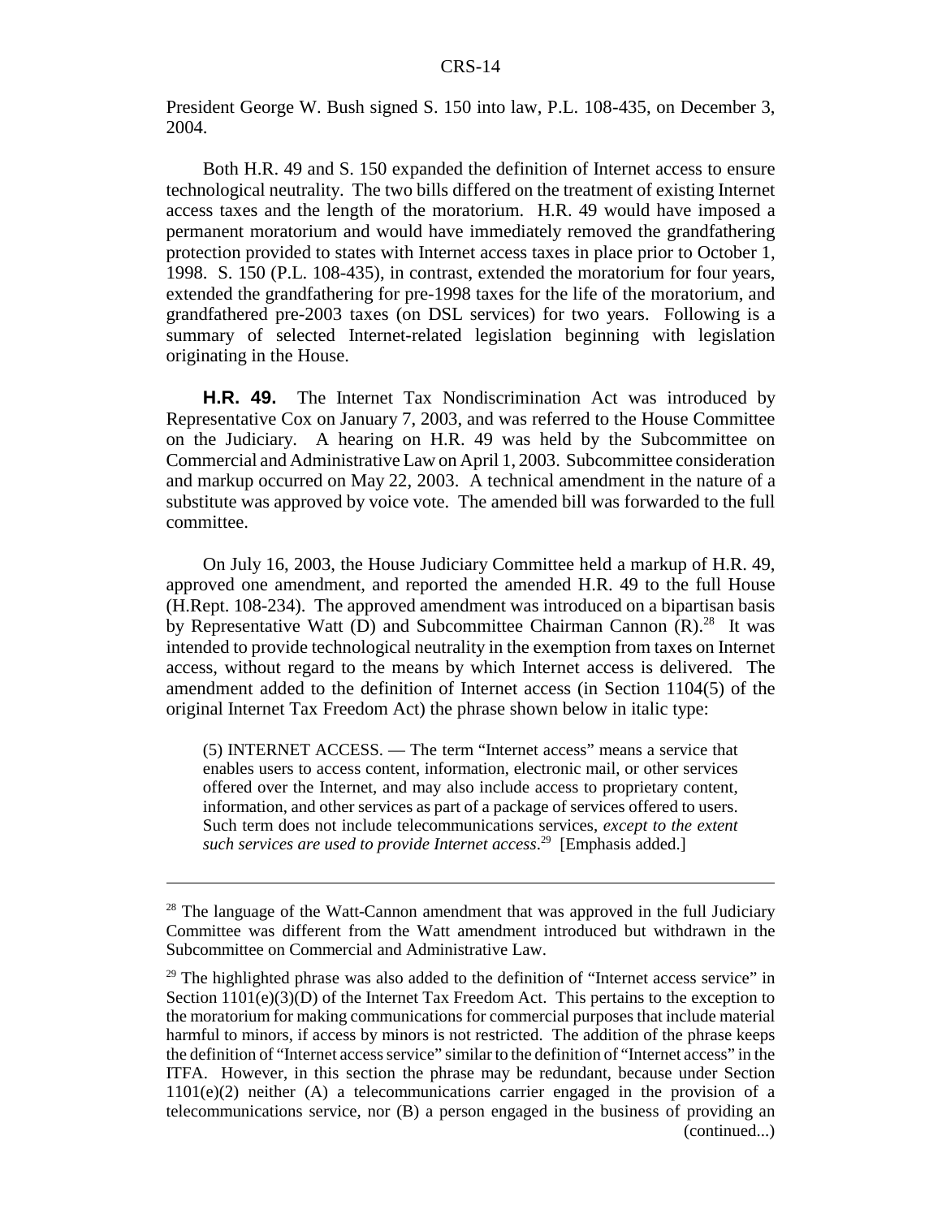President George W. Bush signed S. 150 into law, P.L. 108-435, on December 3, 2004.

Both H.R. 49 and S. 150 expanded the definition of Internet access to ensure technological neutrality. The two bills differed on the treatment of existing Internet access taxes and the length of the moratorium. H.R. 49 would have imposed a permanent moratorium and would have immediately removed the grandfathering protection provided to states with Internet access taxes in place prior to October 1, 1998. S. 150 (P.L. 108-435), in contrast, extended the moratorium for four years, extended the grandfathering for pre-1998 taxes for the life of the moratorium, and grandfathered pre-2003 taxes (on DSL services) for two years. Following is a summary of selected Internet-related legislation beginning with legislation originating in the House.

**H.R. 49.** The Internet Tax Nondiscrimination Act was introduced by Representative Cox on January 7, 2003, and was referred to the House Committee on the Judiciary. A hearing on H.R. 49 was held by the Subcommittee on Commercial and Administrative Law on April 1, 2003. Subcommittee consideration and markup occurred on May 22, 2003. A technical amendment in the nature of a substitute was approved by voice vote. The amended bill was forwarded to the full committee.

On July 16, 2003, the House Judiciary Committee held a markup of H.R. 49, approved one amendment, and reported the amended H.R. 49 to the full House (H.Rept. 108-234). The approved amendment was introduced on a bipartisan basis by Representative Watt (D) and Subcommittee Chairman Cannon (R).[28] It was intended to provide technological neutrality in the exemption from taxes on Internet access, without regard to the means by which Internet access is delivered. The amendment added to the definition of Internet access (in Section 1104(5) of the original Internet Tax Freedom Act) the phrase shown below in italic type:

> (5) INTERNET ACCESS. — The term "Internet access" means a service that enables users to access content, information, electronic mail, or other services offered over the Internet, and may also include access to proprietary content, information, and other services as part of a package of services offered to users. Such term does not include telecommunications services, *except to the extent such services are used to provide Internet access*.[29] [Emphasis added.]

---

[28] The language of the Watt-Cannon amendment that was approved in the full Judiciary Committee was different from the Watt amendment introduced but withdrawn in the Subcommittee on Commercial and Administrative Law.

[29] The highlighted phrase was also added to the definition of "Internet access service" in Section 1101(e)(3)(D) of the Internet Tax Freedom Act. This pertains to the exception to the moratorium for making communications for commercial purposes that include material harmful to minors, if access by minors is not restricted. The addition of the phrase keeps the definition of "Internet access service" similar to the definition of "Internet access" in the ITFA. However, in this section the phrase may be redundant, because under Section 1101(e)(2) neither (A) a telecommunications carrier engaged in the provision of a telecommunications service, nor (B) a person engaged in the business of providing an (continued...)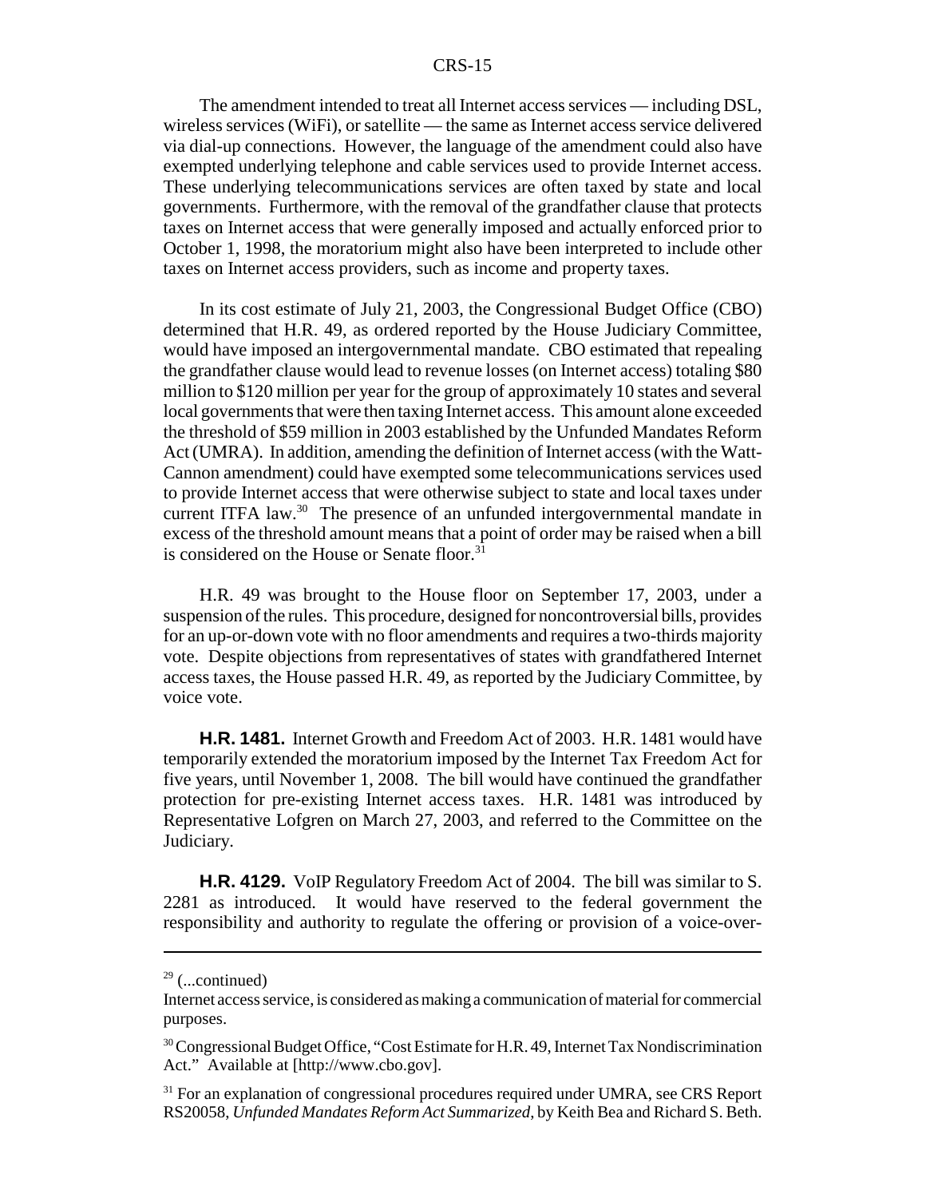The amendment intended to treat all Internet access services — including DSL, wireless services (WiFi), or satellite — the same as Internet access service delivered via dial-up connections. However, the language of the amendment could also have exempted underlying telephone and cable services used to provide Internet access. These underlying telecommunications services are often taxed by state and local governments. Furthermore, with the removal of the grandfather clause that protects taxes on Internet access that were generally imposed and actually enforced prior to October 1, 1998, the moratorium might also have been interpreted to include other taxes on Internet access providers, such as income and property taxes.

In its cost estimate of July 21, 2003, the Congressional Budget Office (CBO) determined that H.R. 49, as ordered reported by the House Judiciary Committee, would have imposed an intergovernmental mandate. CBO estimated that repealing the grandfather clause would lead to revenue losses (on Internet access) totaling $80 million to $120 million per year for the group of approximately 10 states and several local governments that were then taxing Internet access. This amount alone exceeded the threshold of $59 million in 2003 established by the Unfunded Mandates Reform Act (UMRA). In addition, amending the definition of Internet access (with the Watt-Cannon amendment) could have exempted some telecommunications services used to provide Internet access that were otherwise subject to state and local taxes under current ITFA law.[30] The presence of an unfunded intergovernmental mandate in excess of the threshold amount means that a point of order may be raised when a bill is considered on the House or Senate floor.[31]

H.R. 49 was brought to the House floor on September 17, 2003, under a suspension of the rules. This procedure, designed for noncontroversial bills, provides for an up-or-down vote with no floor amendments and requires a two-thirds majority vote. Despite objections from representatives of states with grandfathered Internet access taxes, the House passed H.R. 49, as reported by the Judiciary Committee, by voice vote.

**H.R. 1481.** Internet Growth and Freedom Act of 2003. H.R. 1481 would have temporarily extended the moratorium imposed by the Internet Tax Freedom Act for five years, until November 1, 2008. The bill would have continued the grandfather protection for pre-existing Internet access taxes. H.R. 1481 was introduced by Representative Lofgren on March 27, 2003, and referred to the Committee on the Judiciary.

**H.R. 4129.** VoIP Regulatory Freedom Act of 2004. The bill was similar to S. 2281 as introduced. It would have reserved to the federal government the responsibility and authority to regulate the offering or provision of a voice-over-

---

[29] (...continued)
Internet access service, is considered as making a communication of material for commercial purposes.

[30] Congressional Budget Office, "Cost Estimate for H.R. 49, Internet Tax Nondiscrimination Act." Available at [http://www.cbo.gov].

[31] For an explanation of congressional procedures required under UMRA, see CRS Report RS20058, *Unfunded Mandates Reform Act Summarized*, by Keith Bea and Richard S. Beth.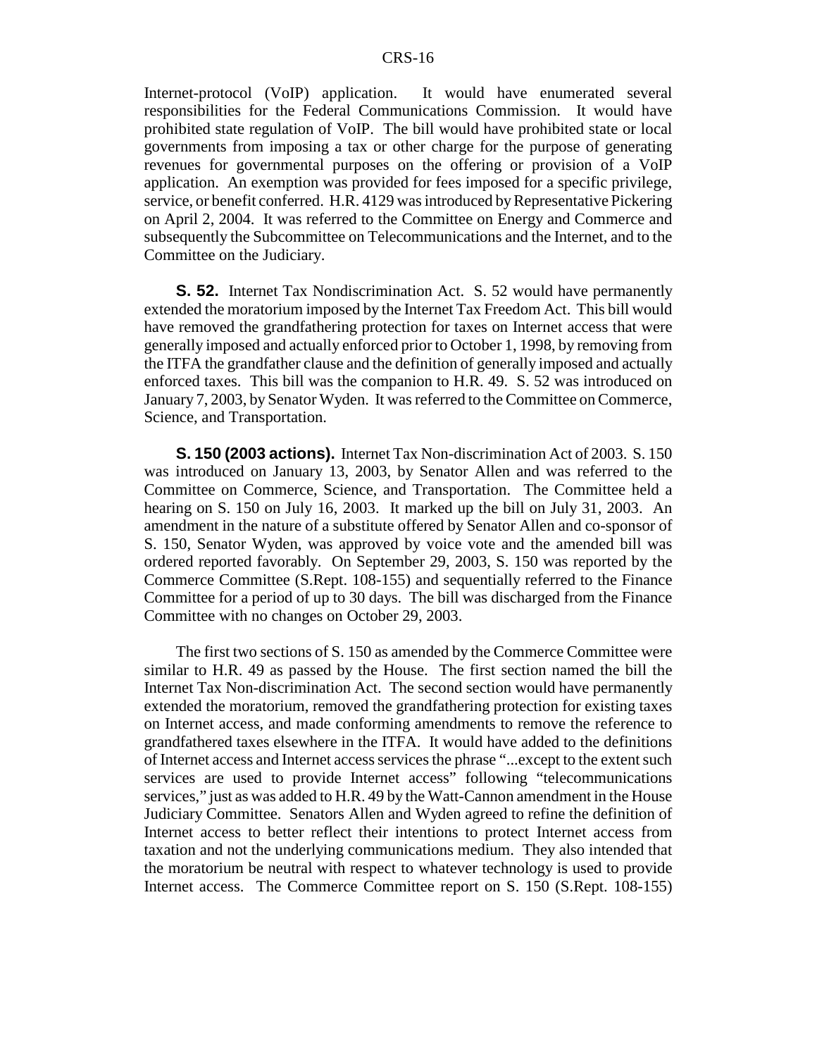Internet-protocol (VoIP) application. It would have enumerated several responsibilities for the Federal Communications Commission. It would have prohibited state regulation of VoIP. The bill would have prohibited state or local governments from imposing a tax or other charge for the purpose of generating revenues for governmental purposes on the offering or provision of a VoIP application. An exemption was provided for fees imposed for a specific privilege, service, or benefit conferred. H.R. 4129 was introduced by Representative Pickering on April 2, 2004. It was referred to the Committee on Energy and Commerce and subsequently the Subcommittee on Telecommunications and the Internet, and to the Committee on the Judiciary.

**S. 52.** Internet Tax Nondiscrimination Act. S. 52 would have permanently extended the moratorium imposed by the Internet Tax Freedom Act. This bill would have removed the grandfathering protection for taxes on Internet access that were generally imposed and actually enforced prior to October 1, 1998, by removing from the ITFA the grandfather clause and the definition of generally imposed and actually enforced taxes. This bill was the companion to H.R. 49. S. 52 was introduced on January 7, 2003, by Senator Wyden. It was referred to the Committee on Commerce, Science, and Transportation.

**S. 150 (2003 actions).** Internet Tax Non-discrimination Act of 2003. S. 150 was introduced on January 13, 2003, by Senator Allen and was referred to the Committee on Commerce, Science, and Transportation. The Committee held a hearing on S. 150 on July 16, 2003. It marked up the bill on July 31, 2003. An amendment in the nature of a substitute offered by Senator Allen and co-sponsor of S. 150, Senator Wyden, was approved by voice vote and the amended bill was ordered reported favorably. On September 29, 2003, S. 150 was reported by the Commerce Committee (S.Rept. 108-155) and sequentially referred to the Finance Committee for a period of up to 30 days. The bill was discharged from the Finance Committee with no changes on October 29, 2003.

The first two sections of S. 150 as amended by the Commerce Committee were similar to H.R. 49 as passed by the House. The first section named the bill the Internet Tax Non-discrimination Act. The second section would have permanently extended the moratorium, removed the grandfathering protection for existing taxes on Internet access, and made conforming amendments to remove the reference to grandfathered taxes elsewhere in the ITFA. It would have added to the definitions of Internet access and Internet access services the phrase "...except to the extent such services are used to provide Internet access" following "telecommunications services," just as was added to H.R. 49 by the Watt-Cannon amendment in the House Judiciary Committee. Senators Allen and Wyden agreed to refine the definition of Internet access to better reflect their intentions to protect Internet access from taxation and not the underlying communications medium. They also intended that the moratorium be neutral with respect to whatever technology is used to provide Internet access. The Commerce Committee report on S. 150 (S.Rept. 108-155)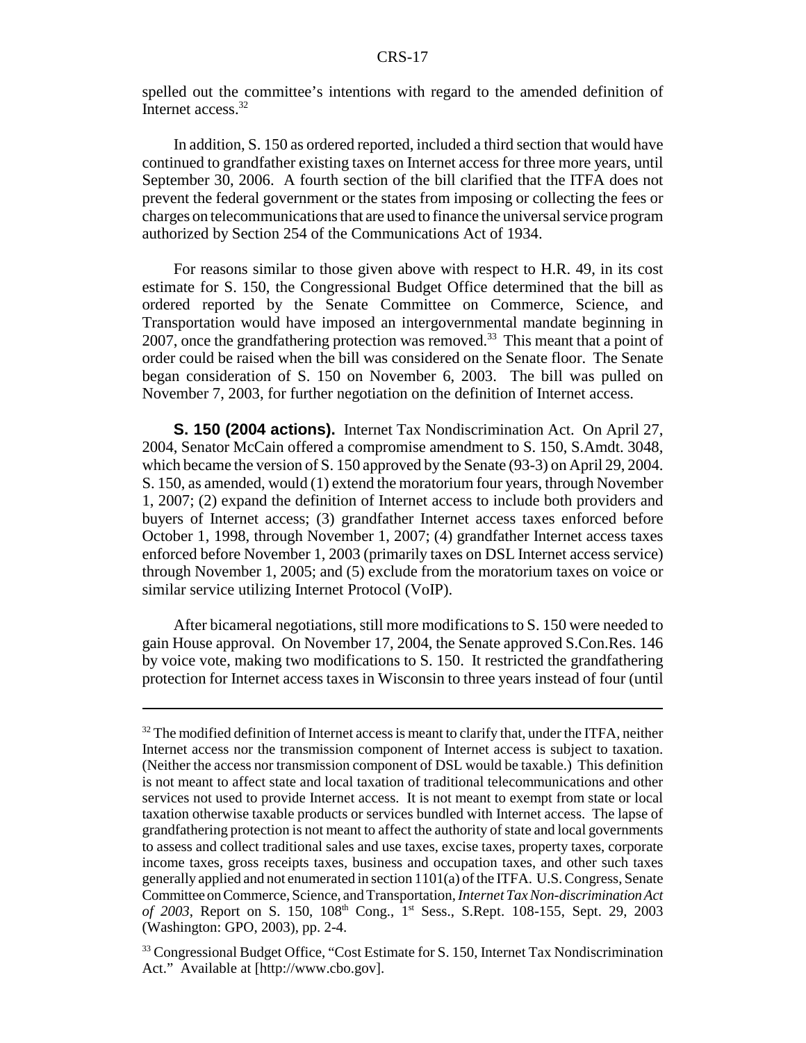spelled out the committee's intentions with regard to the amended definition of Internet access.[32]

In addition, S. 150 as ordered reported, included a third section that would have continued to grandfather existing taxes on Internet access for three more years, until September 30, 2006. A fourth section of the bill clarified that the ITFA does not prevent the federal government or the states from imposing or collecting the fees or charges on telecommunications that are used to finance the universal service program authorized by Section 254 of the Communications Act of 1934.

For reasons similar to those given above with respect to H.R. 49, in its cost estimate for S. 150, the Congressional Budget Office determined that the bill as ordered reported by the Senate Committee on Commerce, Science, and Transportation would have imposed an intergovernmental mandate beginning in 2007, once the grandfathering protection was removed.[33] This meant that a point of order could be raised when the bill was considered on the Senate floor. The Senate began consideration of S. 150 on November 6, 2003. The bill was pulled on November 7, 2003, for further negotiation on the definition of Internet access.

**S. 150 (2004 actions).** Internet Tax Nondiscrimination Act. On April 27, 2004, Senator McCain offered a compromise amendment to S. 150, S.Amdt. 3048, which became the version of S. 150 approved by the Senate (93-3) on April 29, 2004. S. 150, as amended, would (1) extend the moratorium four years, through November 1, 2007; (2) expand the definition of Internet access to include both providers and buyers of Internet access; (3) grandfather Internet access taxes enforced before October 1, 1998, through November 1, 2007; (4) grandfather Internet access taxes enforced before November 1, 2003 (primarily taxes on DSL Internet access service) through November 1, 2005; and (5) exclude from the moratorium taxes on voice or similar service utilizing Internet Protocol (VoIP).

After bicameral negotiations, still more modifications to S. 150 were needed to gain House approval. On November 17, 2004, the Senate approved S.Con.Res. 146 by voice vote, making two modifications to S. 150. It restricted the grandfathering protection for Internet access taxes in Wisconsin to three years instead of four (until

---

[32] The modified definition of Internet access is meant to clarify that, under the ITFA, neither Internet access nor the transmission component of Internet access is subject to taxation. (Neither the access nor transmission component of DSL would be taxable.) This definition is not meant to affect state and local taxation of traditional telecommunications and other services not used to provide Internet access. It is not meant to exempt from state or local taxation otherwise taxable products or services bundled with Internet access. The lapse of grandfathering protection is not meant to affect the authority of state and local governments to assess and collect traditional sales and use taxes, excise taxes, property taxes, corporate income taxes, gross receipts taxes, business and occupation taxes, and other such taxes generally applied and not enumerated in section 1101(a) of the ITFA. U.S. Congress, Senate Committee on Commerce, Science, and Transportation, *Internet Tax Non-discrimination Act of 2003*, Report on S. 150, 108th Cong., 1st Sess., S.Rept. 108-155, Sept. 29, 2003 (Washington: GPO, 2003), pp. 2-4.

[33] Congressional Budget Office, "Cost Estimate for S. 150, Internet Tax Nondiscrimination Act." Available at [http://www.cbo.gov].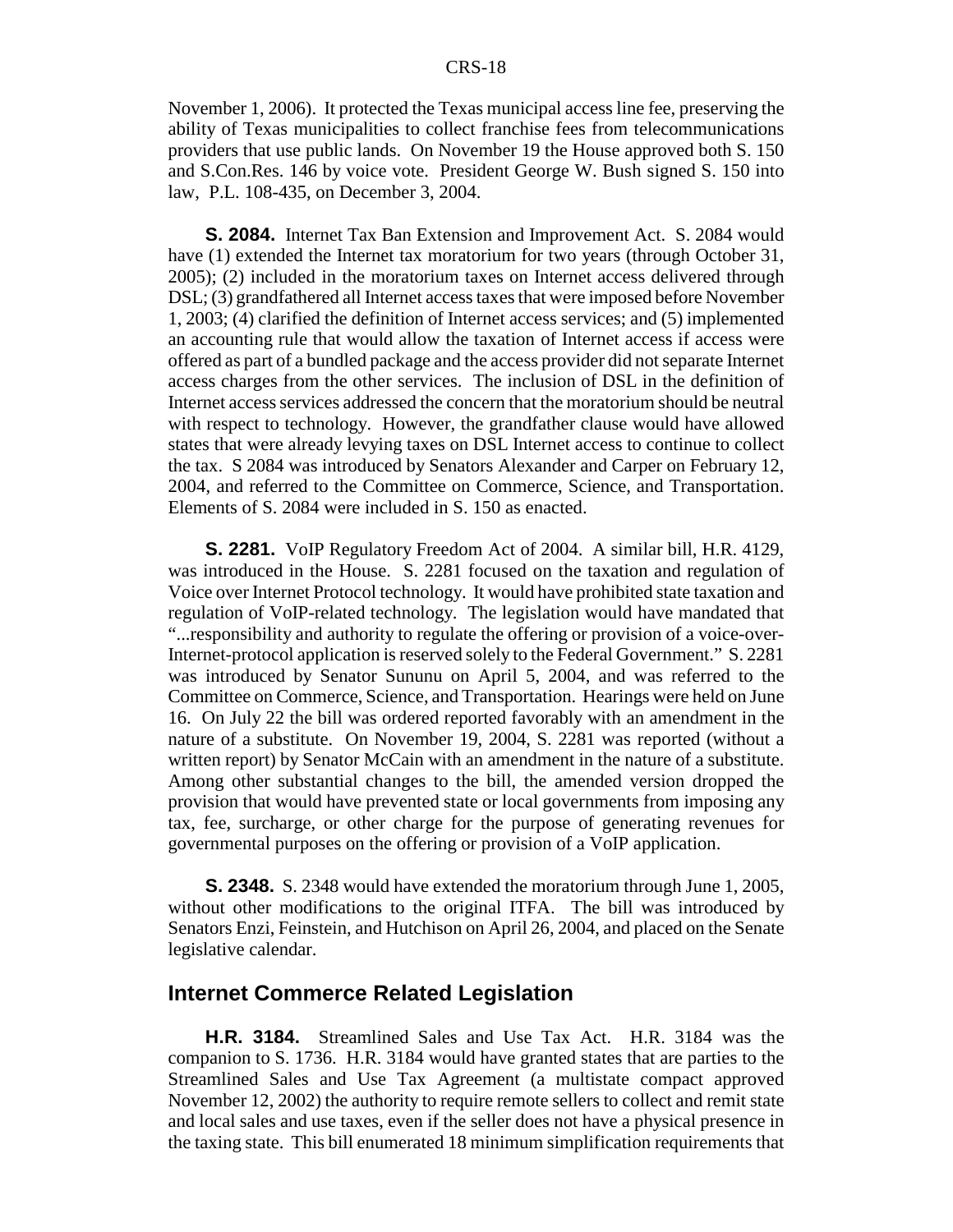November 1, 2006). It protected the Texas municipal access line fee, preserving the ability of Texas municipalities to collect franchise fees from telecommunications providers that use public lands. On November 19 the House approved both S. 150 and S.Con.Res. 146 by voice vote. President George W. Bush signed S. 150 into law, P.L. 108-435, on December 3, 2004.

**S. 2084.** Internet Tax Ban Extension and Improvement Act. S. 2084 would have (1) extended the Internet tax moratorium for two years (through October 31, 2005); (2) included in the moratorium taxes on Internet access delivered through DSL; (3) grandfathered all Internet access taxes that were imposed before November 1, 2003; (4) clarified the definition of Internet access services; and (5) implemented an accounting rule that would allow the taxation of Internet access if access were offered as part of a bundled package and the access provider did not separate Internet access charges from the other services. The inclusion of DSL in the definition of Internet access services addressed the concern that the moratorium should be neutral with respect to technology. However, the grandfather clause would have allowed states that were already levying taxes on DSL Internet access to continue to collect the tax. S 2084 was introduced by Senators Alexander and Carper on February 12, 2004, and referred to the Committee on Commerce, Science, and Transportation. Elements of S. 2084 were included in S. 150 as enacted.

**S. 2281.** VoIP Regulatory Freedom Act of 2004. A similar bill, H.R. 4129, was introduced in the House. S. 2281 focused on the taxation and regulation of Voice over Internet Protocol technology. It would have prohibited state taxation and regulation of VoIP-related technology. The legislation would have mandated that "...responsibility and authority to regulate the offering or provision of a voice-over-Internet-protocol application is reserved solely to the Federal Government." S. 2281 was introduced by Senator Sununu on April 5, 2004, and was referred to the Committee on Commerce, Science, and Transportation. Hearings were held on June 16. On July 22 the bill was ordered reported favorably with an amendment in the nature of a substitute. On November 19, 2004, S. 2281 was reported (without a written report) by Senator McCain with an amendment in the nature of a substitute. Among other substantial changes to the bill, the amended version dropped the provision that would have prevented state or local governments from imposing any tax, fee, surcharge, or other charge for the purpose of generating revenues for governmental purposes on the offering or provision of a VoIP application.

**S. 2348.** S. 2348 would have extended the moratorium through June 1, 2005, without other modifications to the original ITFA. The bill was introduced by Senators Enzi, Feinstein, and Hutchison on April 26, 2004, and placed on the Senate legislative calendar.

## Internet Commerce Related Legislation

**H.R. 3184.** Streamlined Sales and Use Tax Act. H.R. 3184 was the companion to S. 1736. H.R. 3184 would have granted states that are parties to the Streamlined Sales and Use Tax Agreement (a multistate compact approved November 12, 2002) the authority to require remote sellers to collect and remit state and local sales and use taxes, even if the seller does not have a physical presence in the taxing state. This bill enumerated 18 minimum simplification requirements that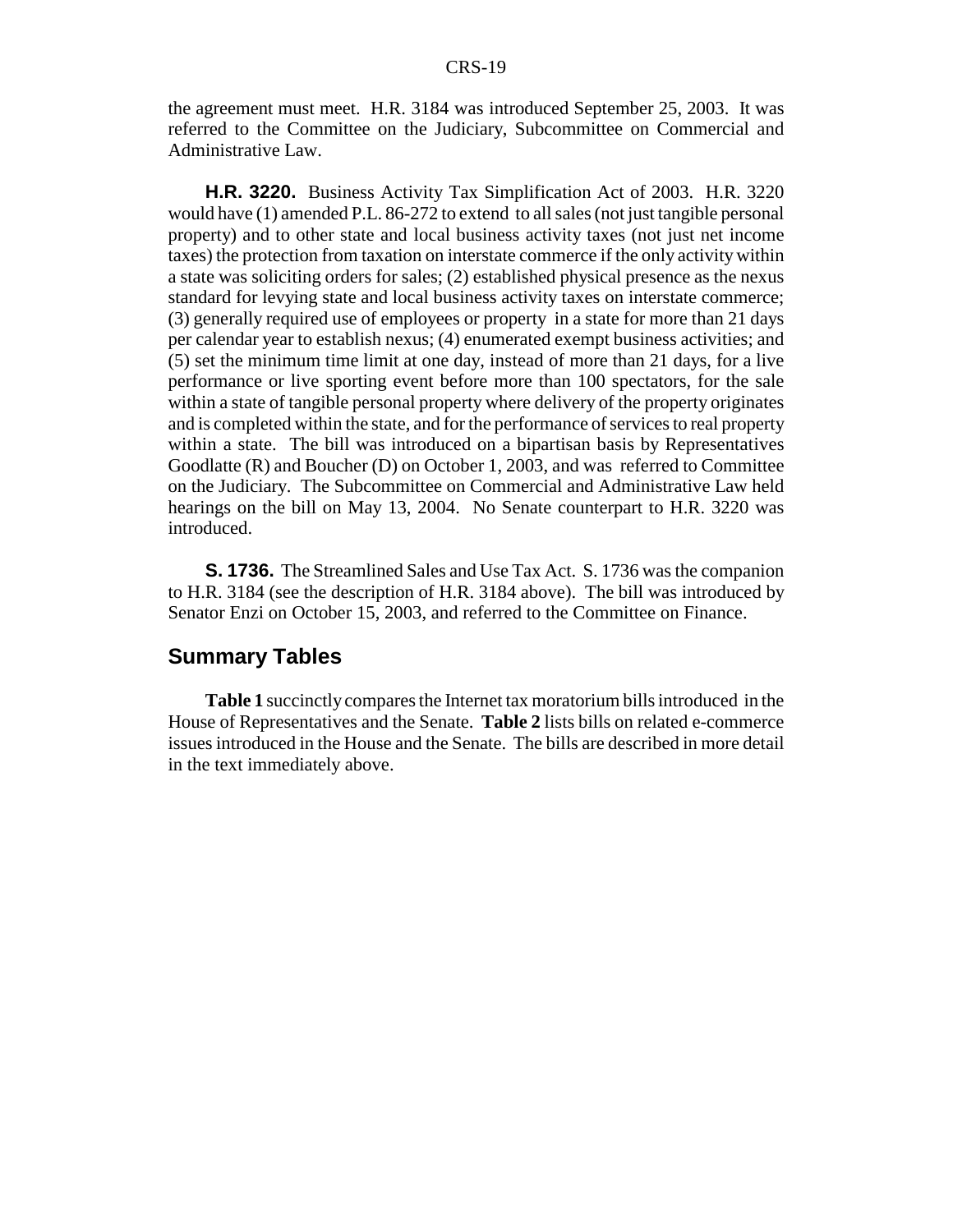the agreement must meet. H.R. 3184 was introduced September 25, 2003. It was referred to the Committee on the Judiciary, Subcommittee on Commercial and Administrative Law.

**H.R. 3220.** Business Activity Tax Simplification Act of 2003. H.R. 3220 would have (1) amended P.L. 86-272 to extend to all sales (not just tangible personal property) and to other state and local business activity taxes (not just net income taxes) the protection from taxation on interstate commerce if the only activity within a state was soliciting orders for sales; (2) established physical presence as the nexus standard for levying state and local business activity taxes on interstate commerce; (3) generally required use of employees or property in a state for more than 21 days per calendar year to establish nexus; (4) enumerated exempt business activities; and (5) set the minimum time limit at one day, instead of more than 21 days, for a live performance or live sporting event before more than 100 spectators, for the sale within a state of tangible personal property where delivery of the property originates and is completed within the state, and for the performance of services to real property within a state. The bill was introduced on a bipartisan basis by Representatives Goodlatte (R) and Boucher (D) on October 1, 2003, and was referred to Committee on the Judiciary. The Subcommittee on Commercial and Administrative Law held hearings on the bill on May 13, 2004. No Senate counterpart to H.R. 3220 was introduced.

**S. 1736.** The Streamlined Sales and Use Tax Act. S. 1736 was the companion to H.R. 3184 (see the description of H.R. 3184 above). The bill was introduced by Senator Enzi on October 15, 2003, and referred to the Committee on Finance.

## Summary Tables

**Table 1** succinctly compares the Internet tax moratorium bills introduced in the House of Representatives and the Senate. **Table 2** lists bills on related e-commerce issues introduced in the House and the Senate. The bills are described in more detail in the text immediately above.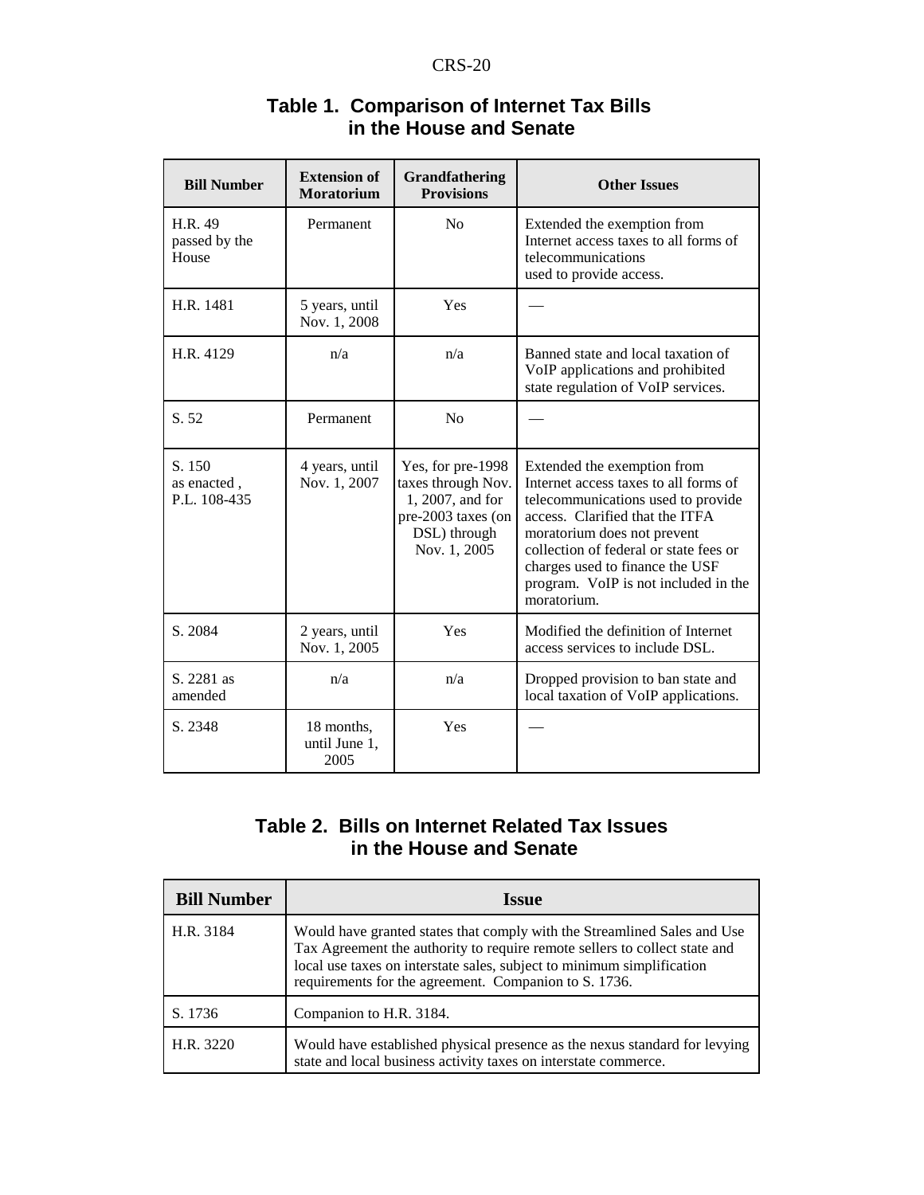## Table 1. Comparison of Internet Tax Bills in the House and Senate

| Bill Number | Extension of Moratorium | Grandfathering Provisions | Other Issues |
|---|---|---|---|
| H.R. 49 passed by the House | Permanent | No | Extended the exemption from Internet access taxes to all forms of telecommunications used to provide access. |
| H.R. 1481 | 5 years, until Nov. 1, 2008 | Yes | — |
| H.R. 4129 | n/a | n/a | Banned state and local taxation of VoIP applications and prohibited state regulation of VoIP services. |
| S. 52 | Permanent | No | — |
| S. 150 as enacted , P.L. 108-435 | 4 years, until Nov. 1, 2007 | Yes, for pre-1998 taxes through Nov. 1, 2007, and for pre-2003 taxes (on DSL) through Nov. 1, 2005 | Extended the exemption from Internet access taxes to all forms of telecommunications used to provide access. Clarified that the ITFA moratorium does not prevent collection of federal or state fees or charges used to finance the USF program. VoIP is not included in the moratorium. |
| S. 2084 | 2 years, until Nov. 1, 2005 | Yes | Modified the definition of Internet access services to include DSL. |
| S. 2281 as amended | n/a | n/a | Dropped provision to ban state and local taxation of VoIP applications. |
| S. 2348 | 18 months, until June 1, 2005 | Yes | — |

## Table 2. Bills on Internet Related Tax Issues in the House and Senate

| Bill Number | Issue |
|---|---|
| H.R. 3184 | Would have granted states that comply with the Streamlined Sales and Use Tax Agreement the authority to require remote sellers to collect state and local use taxes on interstate sales, subject to minimum simplification requirements for the agreement. Companion to S. 1736. |
| S. 1736 | Companion to H.R. 3184. |
| H.R. 3220 | Would have established physical presence as the nexus standard for levying state and local business activity taxes on interstate commerce. |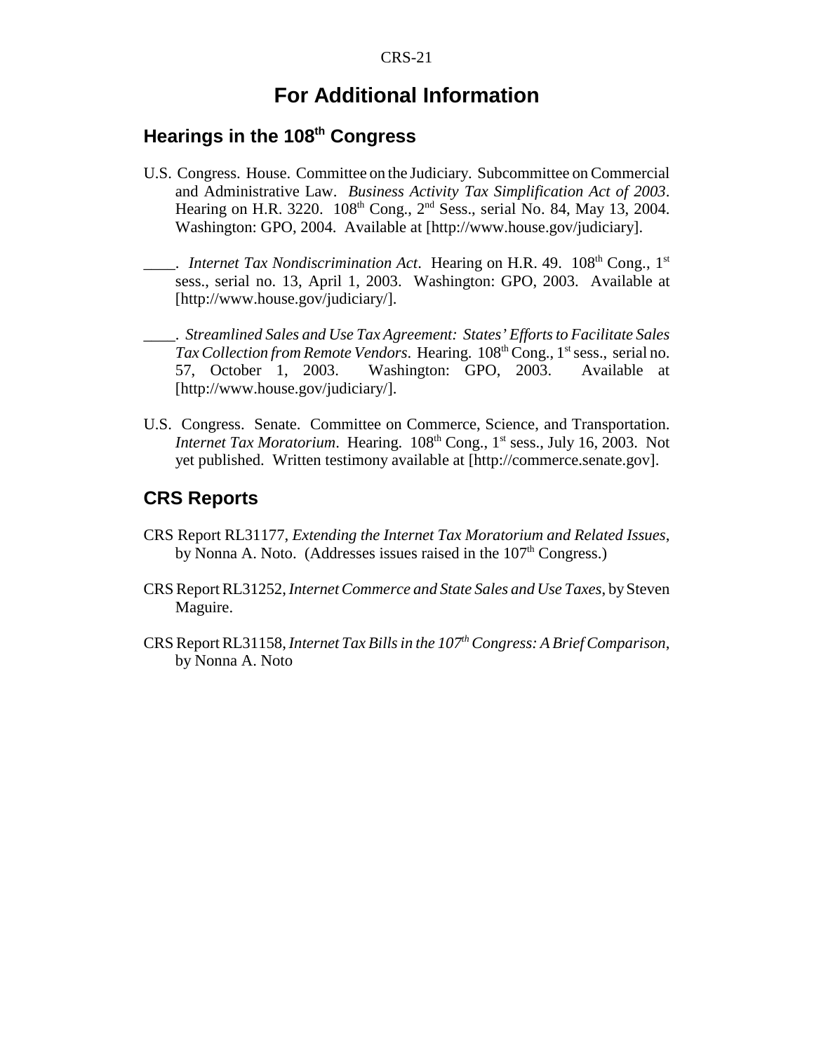# For Additional Information

## Hearings in the 108th Congress

U.S. Congress. House. Committee on the Judiciary. Subcommittee on Commercial and Administrative Law. *Business Activity Tax Simplification Act of 2003*. Hearing on H.R. 3220. 108th Cong., 2nd Sess., serial No. 84, May 13, 2004. Washington: GPO, 2004. Available at [http://www.house.gov/judiciary].

____. *Internet Tax Nondiscrimination Act*. Hearing on H.R. 49. 108th Cong., 1st sess., serial no. 13, April 1, 2003. Washington: GPO, 2003. Available at [http://www.house.gov/judiciary/].

____. *Streamlined Sales and Use Tax Agreement: States' Efforts to Facilitate Sales Tax Collection from Remote Vendors*. Hearing. 108th Cong., 1st sess., serial no. 57, October 1, 2003. Washington: GPO, 2003. Available at [http://www.house.gov/judiciary/].

U.S. Congress. Senate. Committee on Commerce, Science, and Transportation. *Internet Tax Moratorium*. Hearing. 108th Cong., 1st sess., July 16, 2003. Not yet published. Written testimony available at [http://commerce.senate.gov].

## CRS Reports

CRS Report RL31177, *Extending the Internet Tax Moratorium and Related Issues*, by Nonna A. Noto. (Addresses issues raised in the 107th Congress.)

CRS Report RL31252, *Internet Commerce and State Sales and Use Taxes*, by Steven Maguire.

CRS Report RL31158, *Internet Tax Bills in the 107th Congress: A Brief Comparison*, by Nonna A. Noto